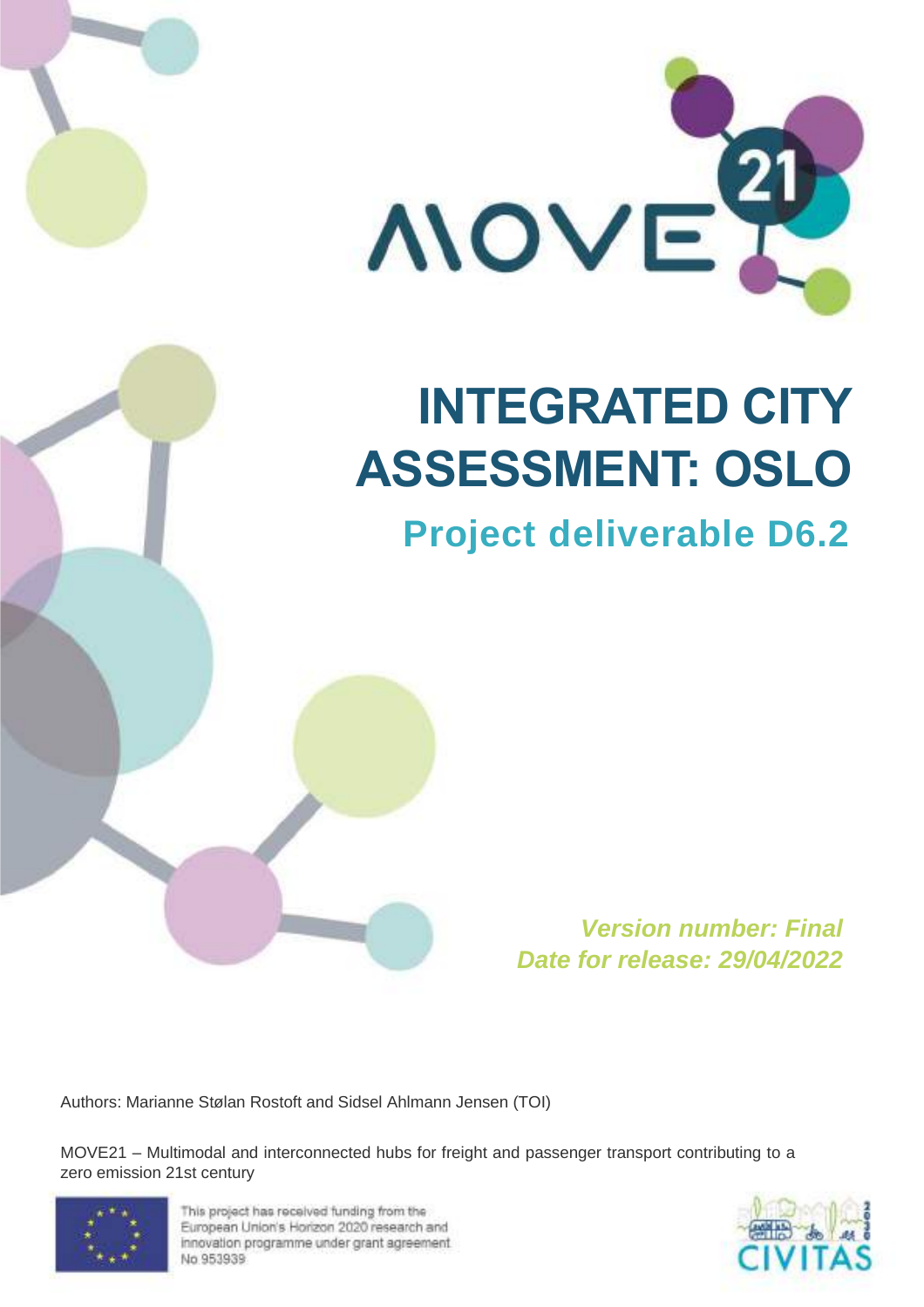# INTEGRATED CITY ASSESSMENT: OSLO

## Project deliverable D6.2

***Version number: Final***
***Date for release: 29/04/2022***

Authors: Marianne Stølan Rostoft and Sidsel Ahlmann Jensen (TOI)

MOVE21 – Multimodal and interconnected hubs for freight and passenger transport contributing to a zero emission 21st century

This project has received funding from the European Union's Horizon 2020 research and innovation programme under grant agreement No 953939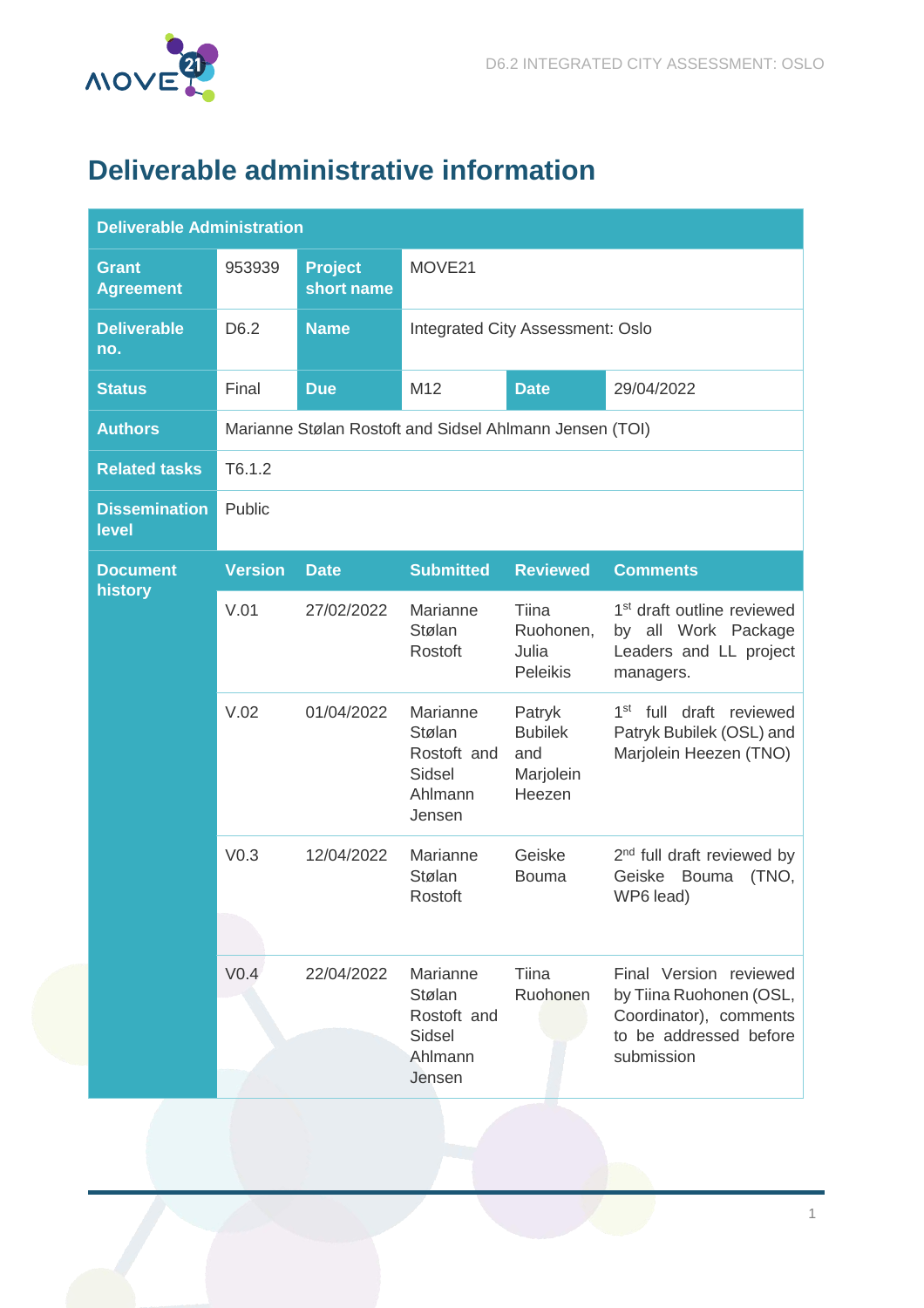# Deliverable administrative information

| Deliverable Administration | | | | | |
|---|---|---|---|---|---|
| **Grant Agreement** | 953939 | **Project short name** | MOVE21 | | |
| **Deliverable no.** | D6.2 | **Name** | Integrated City Assessment: Oslo | | |
| **Status** | Final | **Due** | M12 | **Date** | 29/04/2022 |
| **Authors** | Marianne Stølan Rostoft and Sidsel Ahlmann Jensen (TOI) | | | | |
| **Related tasks** | T6.1.2 | | | | |
| **Dissemination level** | Public | | | | |
| **Document history** | **Version** | **Date** | **Submitted** | **Reviewed** | **Comments** |
| | V.01 | 27/02/2022 | Marianne Stølan Rostoft | Tiina Ruohonen, Julia Peleikis | 1st draft outline reviewed by all Work Package Leaders and LL project managers. |
| | V.02 | 01/04/2022 | Marianne Stølan Rostoft and Sidsel Ahlmann Jensen | Patryk Bubilek and Marjolein Heezen | 1st full draft reviewed Patryk Bubilek (OSL) and Marjolein Heezen (TNO) |
| | V0.3 | 12/04/2022 | Marianne Stølan Rostoft | Geiske Bouma | 2nd full draft reviewed by Geiske Bouma (TNO, WP6 lead) |
| | V0.4 | 22/04/2022 | Marianne Stølan Rostoft and Sidsel Ahlmann Jensen | Tiina Ruohonen | Final Version reviewed by Tiina Ruohonen (OSL, Coordinator), comments to be addressed before submission |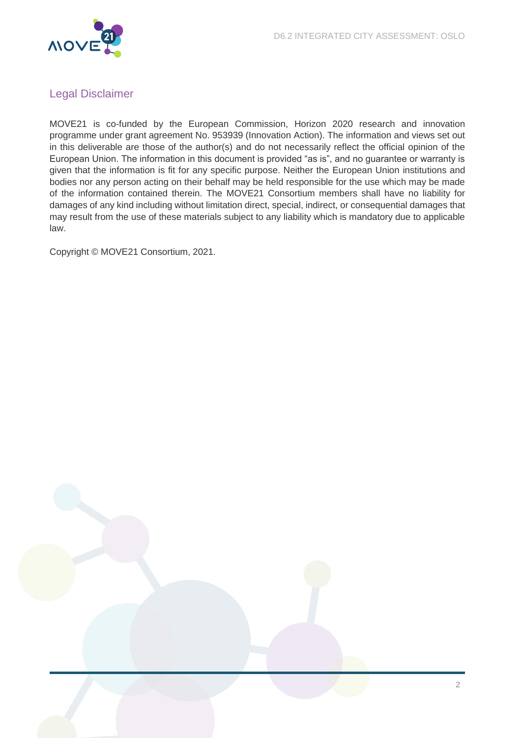## Legal Disclaimer

MOVE21 is co-funded by the European Commission, Horizon 2020 research and innovation programme under grant agreement No. 953939 (Innovation Action). The information and views set out in this deliverable are those of the author(s) and do not necessarily reflect the official opinion of the European Union. The information in this document is provided "as is", and no guarantee or warranty is given that the information is fit for any specific purpose. Neither the European Union institutions and bodies nor any person acting on their behalf may be held responsible for the use which may be made of the information contained therein. The MOVE21 Consortium members shall have no liability for damages of any kind including without limitation direct, special, indirect, or consequential damages that may result from the use of these materials subject to any liability which is mandatory due to applicable law.

Copyright © MOVE21 Consortium, 2021.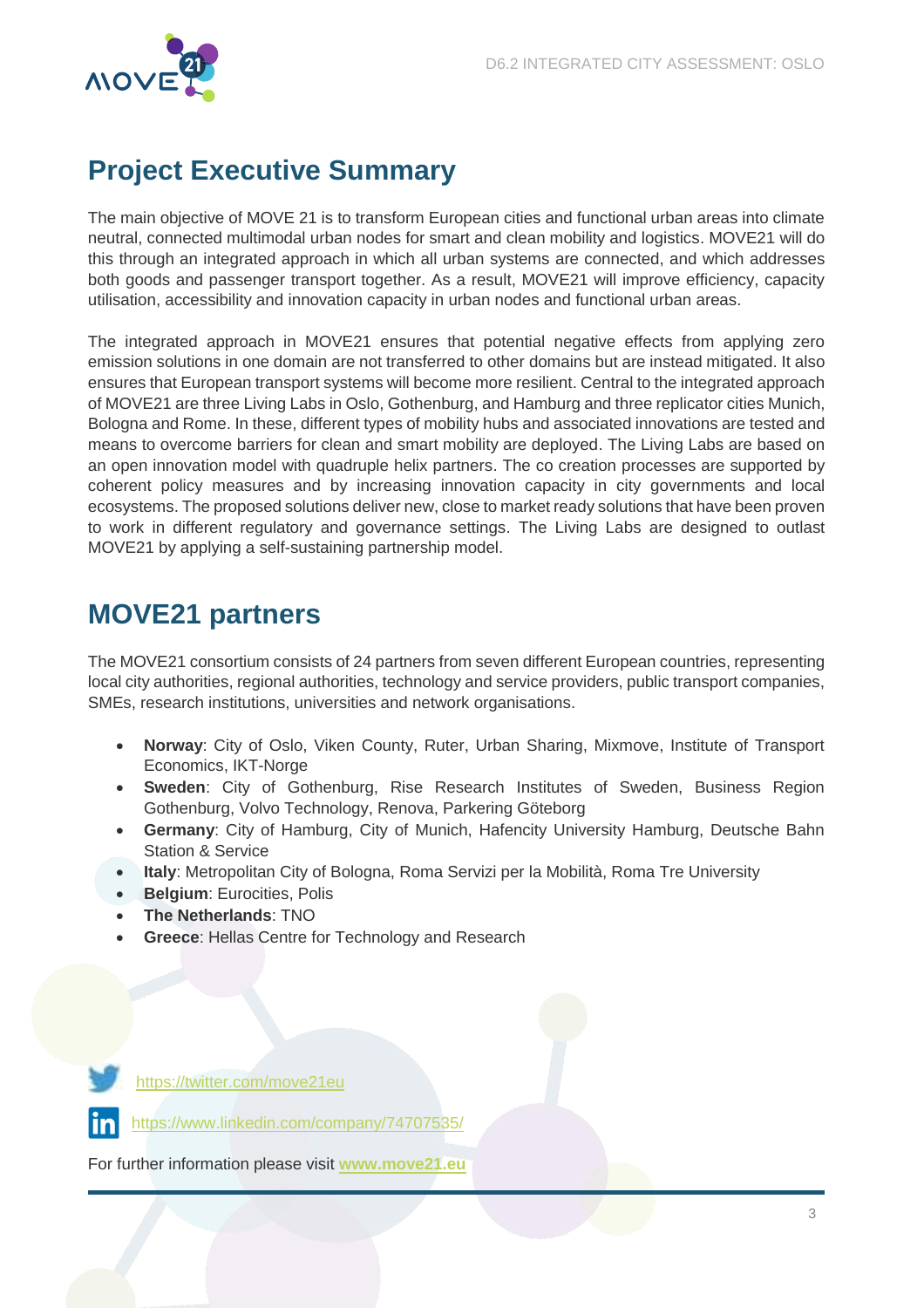## Project Executive Summary

The main objective of MOVE 21 is to transform European cities and functional urban areas into climate neutral, connected multimodal urban nodes for smart and clean mobility and logistics. MOVE21 will do this through an integrated approach in which all urban systems are connected, and which addresses both goods and passenger transport together. As a result, MOVE21 will improve efficiency, capacity utilisation, accessibility and innovation capacity in urban nodes and functional urban areas.

The integrated approach in MOVE21 ensures that potential negative effects from applying zero emission solutions in one domain are not transferred to other domains but are instead mitigated. It also ensures that European transport systems will become more resilient. Central to the integrated approach of MOVE21 are three Living Labs in Oslo, Gothenburg, and Hamburg and three replicator cities Munich, Bologna and Rome. In these, different types of mobility hubs and associated innovations are tested and means to overcome barriers for clean and smart mobility are deployed. The Living Labs are based on an open innovation model with quadruple helix partners. The co creation processes are supported by coherent policy measures and by increasing innovation capacity in city governments and local ecosystems. The proposed solutions deliver new, close to market ready solutions that have been proven to work in different regulatory and governance settings. The Living Labs are designed to outlast MOVE21 by applying a self-sustaining partnership model.

## MOVE21 partners

The MOVE21 consortium consists of 24 partners from seven different European countries, representing local city authorities, regional authorities, technology and service providers, public transport companies, SMEs, research institutions, universities and network organisations.

- **Norway**: City of Oslo, Viken County, Ruter, Urban Sharing, Mixmove, Institute of Transport Economics, IKT-Norge
- **Sweden**: City of Gothenburg, Rise Research Institutes of Sweden, Business Region Gothenburg, Volvo Technology, Renova, Parkering Göteborg
- **Germany**: City of Hamburg, City of Munich, Hafencity University Hamburg, Deutsche Bahn Station & Service
- **Italy**: Metropolitan City of Bologna, Roma Servizi per la Mobilità, Roma Tre University
- **Belgium**: Eurocities, Polis
- **The Netherlands**: TNO
- **Greece**: Hellas Centre for Technology and Research

https://twitter.com/move21eu

https://www.linkedin.com/company/74707535/

For further information please visit **www.move21.eu**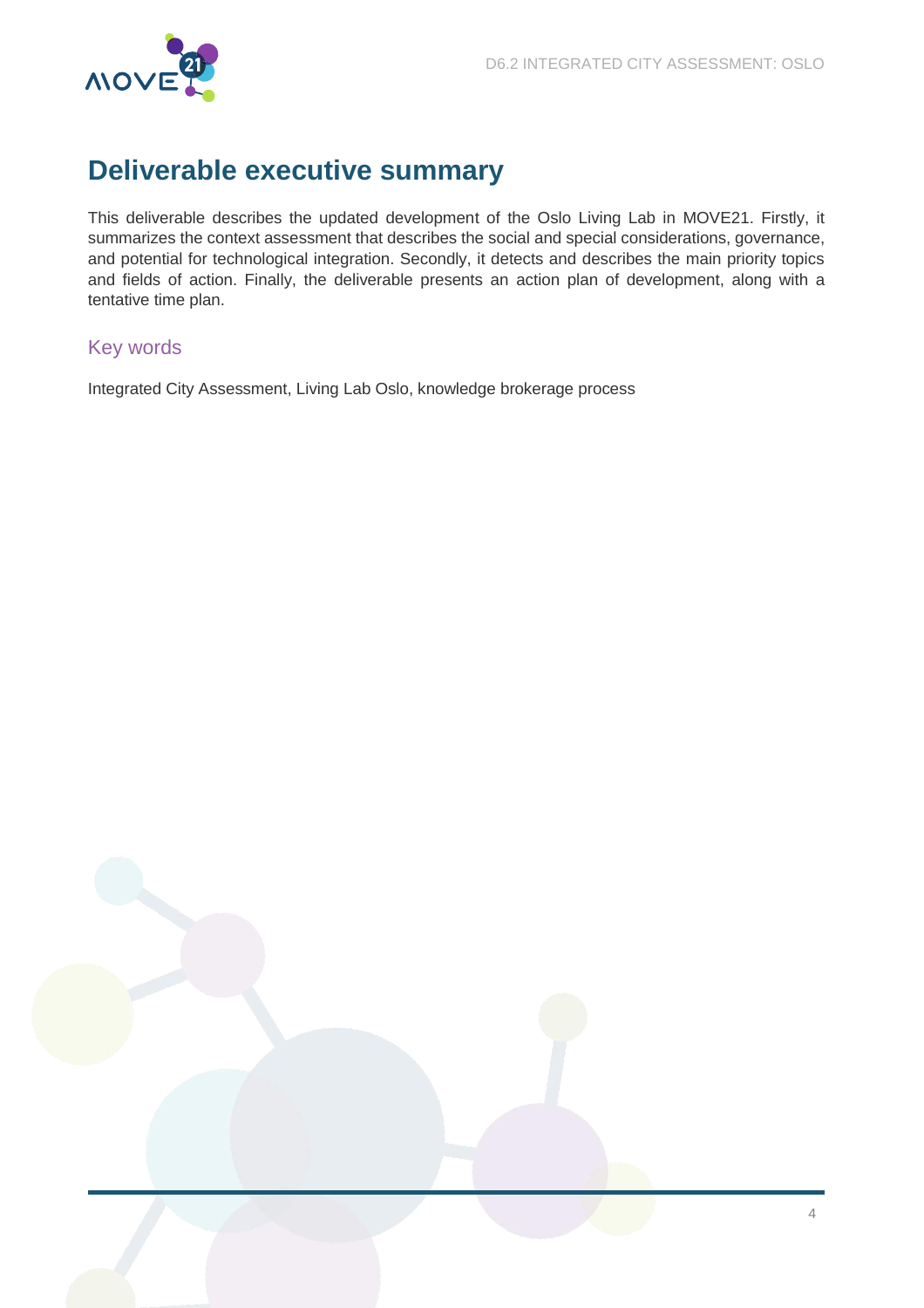# Deliverable executive summary

This deliverable describes the updated development of the Oslo Living Lab in MOVE21. Firstly, it summarizes the context assessment that describes the social and special considerations, governance, and potential for technological integration. Secondly, it detects and describes the main priority topics and fields of action. Finally, the deliverable presents an action plan of development, along with a tentative time plan.

## Key words

Integrated City Assessment, Living Lab Oslo, knowledge brokerage process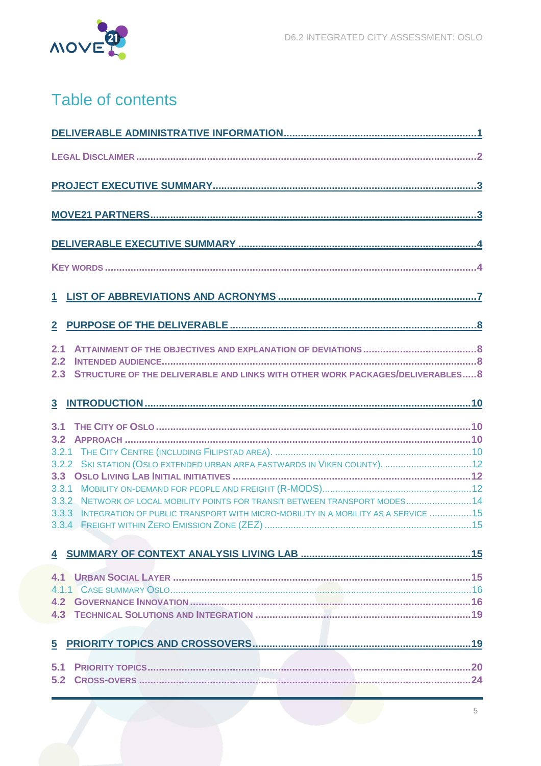# Table of contents

DELIVERABLE ADMINISTRATIVE INFORMATION .......... 1

LEGAL DISCLAIMER .......... 2

PROJECT EXECUTIVE SUMMARY .......... 3

MOVE21 PARTNERS .......... 3

DELIVERABLE EXECUTIVE SUMMARY .......... 4

KEY WORDS .......... 4

1 LIST OF ABBREVIATIONS AND ACRONYMS .......... 7

2 PURPOSE OF THE DELIVERABLE .......... 8

2.1 ATTAINMENT OF THE OBJECTIVES AND EXPLANATION OF DEVIATIONS .......... 8
2.2 INTENDED AUDIENCE .......... 8
2.3 STRUCTURE OF THE DELIVERABLE AND LINKS WITH OTHER WORK PACKAGES/DELIVERABLES .......... 8

3 INTRODUCTION .......... 10

3.1 THE CITY OF OSLO .......... 10
3.2 APPROACH .......... 10
3.2.1 THE CITY CENTRE (INCLUDING FILIPSTAD AREA). .......... 10
3.2.2 SKI STATION (OSLO EXTENDED URBAN AREA EASTWARDS IN VIKEN COUNTY). .......... 12
3.3 OSLO LIVING LAB INITIAL INITIATIVES .......... 12
3.3.1 MOBILITY ON-DEMAND FOR PEOPLE AND FREIGHT (R-MODS) .......... 12
3.3.2 NETWORK OF LOCAL MOBILITY POINTS FOR TRANSIT BETWEEN TRANSPORT MODES .......... 14
3.3.3 INTEGRATION OF PUBLIC TRANSPORT WITH MICRO-MOBILITY IN A MOBILITY AS A SERVICE .......... 15
3.3.4 FREIGHT WITHIN ZERO EMISSION ZONE (ZEZ) .......... 15

4 SUMMARY OF CONTEXT ANALYSIS LIVING LAB .......... 15

4.1 URBAN SOCIAL LAYER .......... 15
4.1.1 CASE SUMMARY OSLO .......... 16
4.2 GOVERNANCE INNOVATION .......... 16
4.3 TECHNICAL SOLUTIONS AND INTEGRATION .......... 19

5 PRIORITY TOPICS AND CROSSOVERS .......... 19

5.1 PRIORITY TOPICS .......... 20
5.2 CROSS-OVERS .......... 24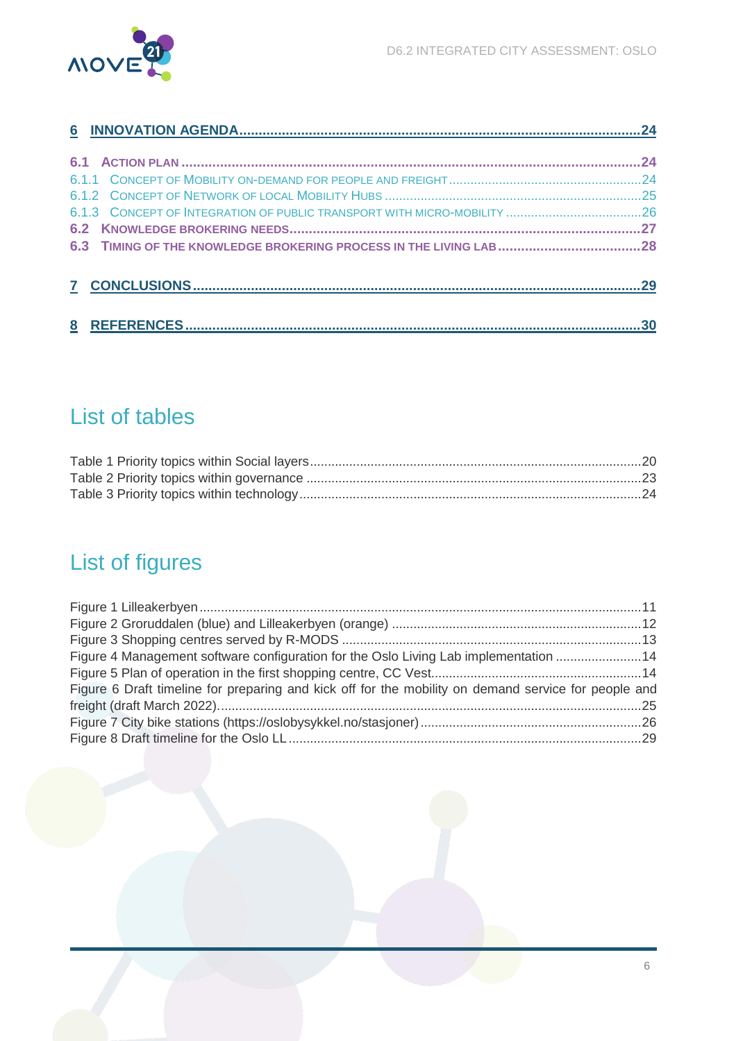6 INNOVATION AGENDA ....................................................................................................24

6.1 ACTION PLAN ........................................................................................................24
6.1.1 CONCEPT OF MOBILITY ON-DEMAND FOR PEOPLE AND FREIGHT ....................................................24
6.1.2 CONCEPT OF NETWORK OF LOCAL MOBILITY HUBS ...........................................................................25
6.1.3 CONCEPT OF INTEGRATION OF PUBLIC TRANSPORT WITH MICRO-MOBILITY ......................................26
6.2 KNOWLEDGE BROKERING NEEDS ..................................................................................27
6.3 TIMING OF THE KNOWLEDGE BROKERING PROCESS IN THE LIVING LAB ....................................28

7 CONCLUSIONS ..........................................................................................................29

8 REFERENCES ...........................................................................................................30

# List of tables

Table 1 Priority topics within Social layers ....................................................................20
Table 2 Priority topics within governance ....................................................................23
Table 3 Priority topics within technology ......................................................................24

# List of figures

Figure 1 Lilleakerbyen ..........................................................................................11
Figure 2 Groruddalen (blue) and Lilleakerbyen (orange) ..................................................12
Figure 3 Shopping centres served by R-MODS .............................................................13
Figure 4 Management software configuration for the Oslo Living Lab implementation ..................14
Figure 5 Plan of operation in the first shopping centre, CC Vest.........................................14
Figure 6 Draft timeline for preparing and kick off for the mobility on demand service for people and freight (draft March 2022)...........................................................................25
Figure 7 City bike stations (https://oslobysykkel.no/stasjoner)............................................26
Figure 8 Draft timeline for the Oslo LL ........................................................................29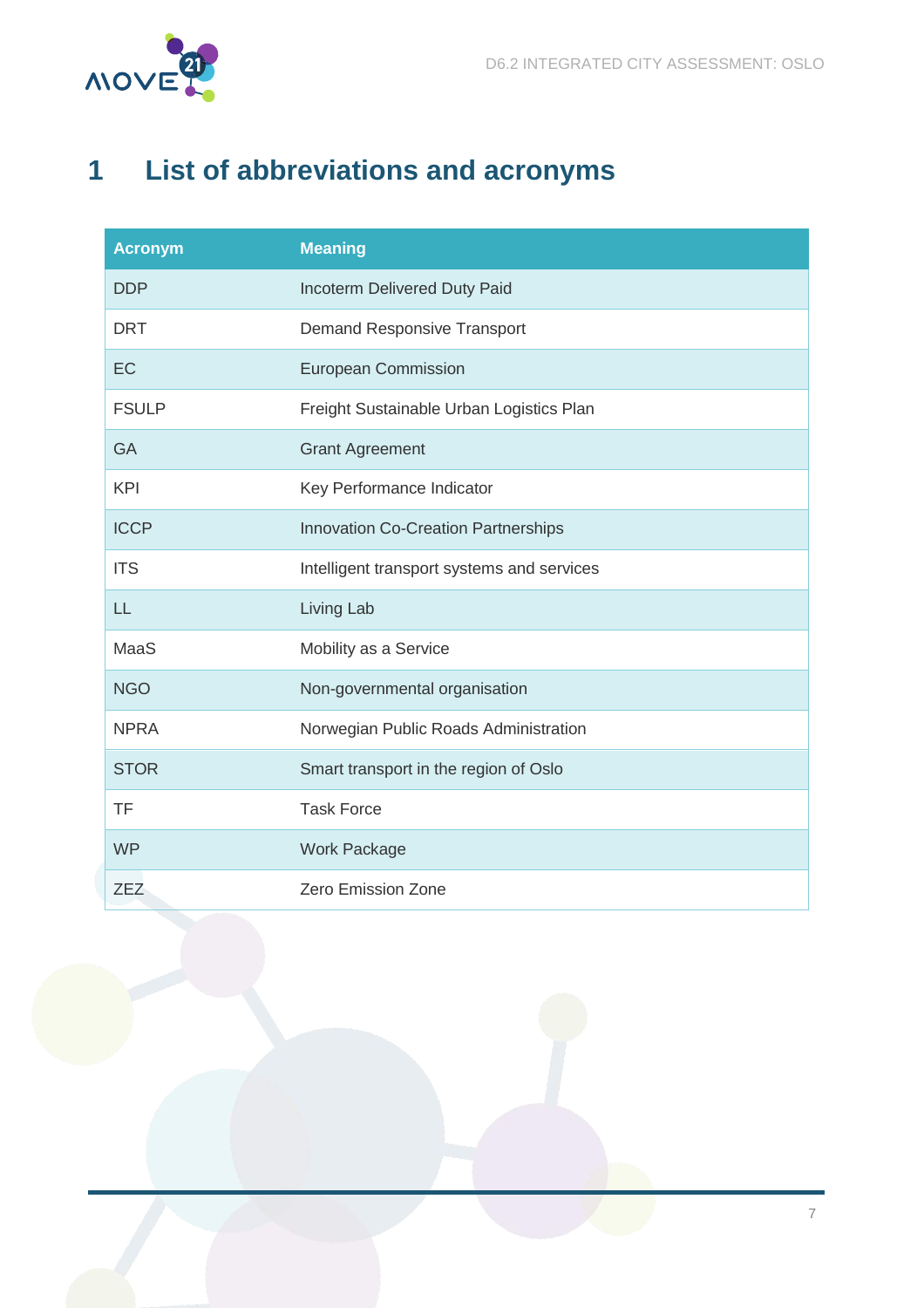# 1 List of abbreviations and acronyms

| Acronym | Meaning |
|---|---|
| DDP | Incoterm Delivered Duty Paid |
| DRT | Demand Responsive Transport |
| EC | European Commission |
| FSULP | Freight Sustainable Urban Logistics Plan |
| GA | Grant Agreement |
| KPI | Key Performance Indicator |
| ICCP | Innovation Co-Creation Partnerships |
| ITS | Intelligent transport systems and services |
| LL | Living Lab |
| MaaS | Mobility as a Service |
| NGO | Non-governmental organisation |
| NPRA | Norwegian Public Roads Administration |
| STOR | Smart transport in the region of Oslo |
| TF | Task Force |
| WP | Work Package |
| ZEZ | Zero Emission Zone |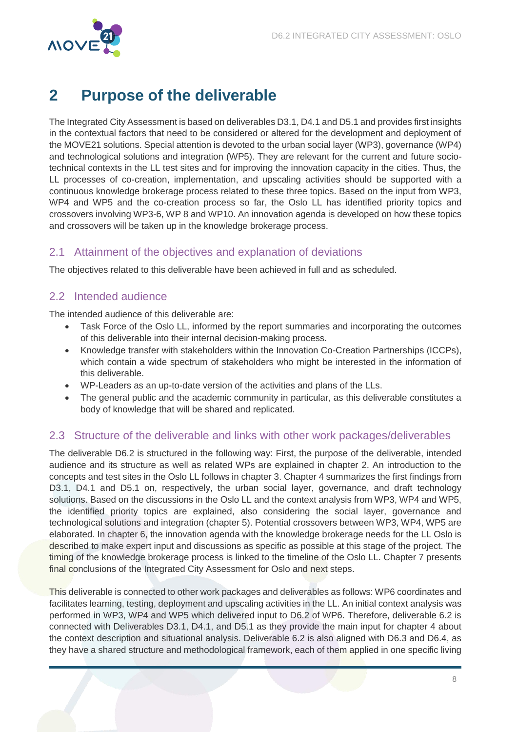# 2 Purpose of the deliverable

The Integrated City Assessment is based on deliverables D3.1, D4.1 and D5.1 and provides first insights in the contextual factors that need to be considered or altered for the development and deployment of the MOVE21 solutions. Special attention is devoted to the urban social layer (WP3), governance (WP4) and technological solutions and integration (WP5). They are relevant for the current and future socio-technical contexts in the LL test sites and for improving the innovation capacity in the cities. Thus, the LL processes of co-creation, implementation, and upscaling activities should be supported with a continuous knowledge brokerage process related to these three topics. Based on the input from WP3, WP4 and WP5 and the co-creation process so far, the Oslo LL has identified priority topics and crossovers involving WP3-6, WP 8 and WP10. An innovation agenda is developed on how these topics and crossovers will be taken up in the knowledge brokerage process.

## 2.1 Attainment of the objectives and explanation of deviations

The objectives related to this deliverable have been achieved in full and as scheduled.

## 2.2 Intended audience

The intended audience of this deliverable are:

- Task Force of the Oslo LL, informed by the report summaries and incorporating the outcomes of this deliverable into their internal decision-making process.
- Knowledge transfer with stakeholders within the Innovation Co-Creation Partnerships (ICCPs), which contain a wide spectrum of stakeholders who might be interested in the information of this deliverable.
- WP-Leaders as an up-to-date version of the activities and plans of the LLs.
- The general public and the academic community in particular, as this deliverable constitutes a body of knowledge that will be shared and replicated.

## 2.3 Structure of the deliverable and links with other work packages/deliverables

The deliverable D6.2 is structured in the following way: First, the purpose of the deliverable, intended audience and its structure as well as related WPs are explained in chapter 2. An introduction to the concepts and test sites in the Oslo LL follows in chapter 3. Chapter 4 summarizes the first findings from D3.1, D4.1 and D5.1 on, respectively, the urban social layer, governance, and draft technology solutions. Based on the discussions in the Oslo LL and the context analysis from WP3, WP4 and WP5, the identified priority topics are explained, also considering the social layer, governance and technological solutions and integration (chapter 5). Potential crossovers between WP3, WP4, WP5 are elaborated. In chapter 6, the innovation agenda with the knowledge brokerage needs for the LL Oslo is described to make expert input and discussions as specific as possible at this stage of the project. The timing of the knowledge brokerage process is linked to the timeline of the Oslo LL. Chapter 7 presents final conclusions of the Integrated City Assessment for Oslo and next steps.

This deliverable is connected to other work packages and deliverables as follows: WP6 coordinates and facilitates learning, testing, deployment and upscaling activities in the LL. An initial context analysis was performed in WP3, WP4 and WP5 which delivered input to D6.2 of WP6. Therefore, deliverable 6.2 is connected with Deliverables D3.1, D4.1, and D5.1 as they provide the main input for chapter 4 about the context description and situational analysis. Deliverable 6.2 is also aligned with D6.3 and D6.4, as they have a shared structure and methodological framework, each of them applied in one specific living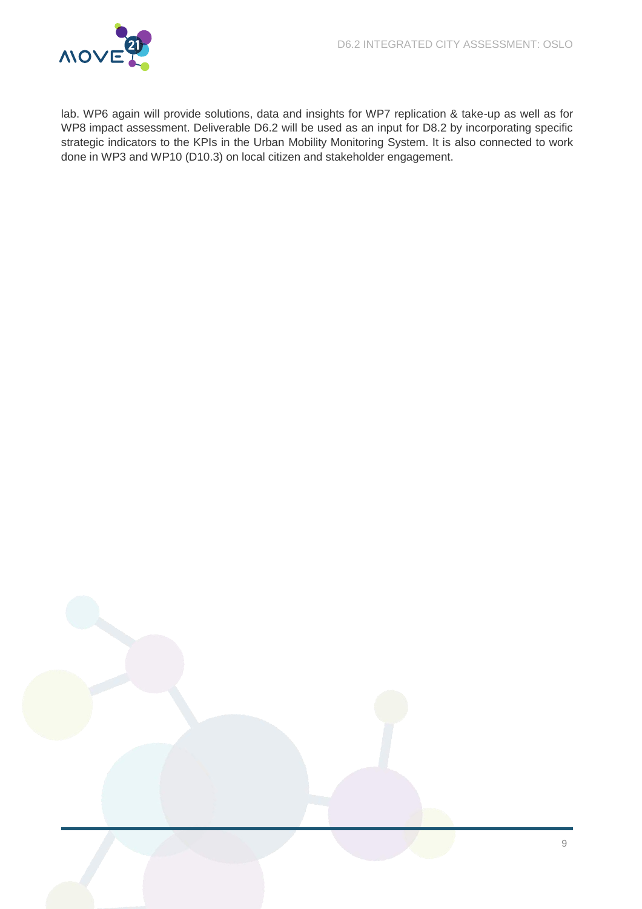lab. WP6 again will provide solutions, data and insights for WP7 replication & take-up as well as for WP8 impact assessment. Deliverable D6.2 will be used as an input for D8.2 by incorporating specific strategic indicators to the KPIs in the Urban Mobility Monitoring System. It is also connected to work done in WP3 and WP10 (D10.3) on local citizen and stakeholder engagement.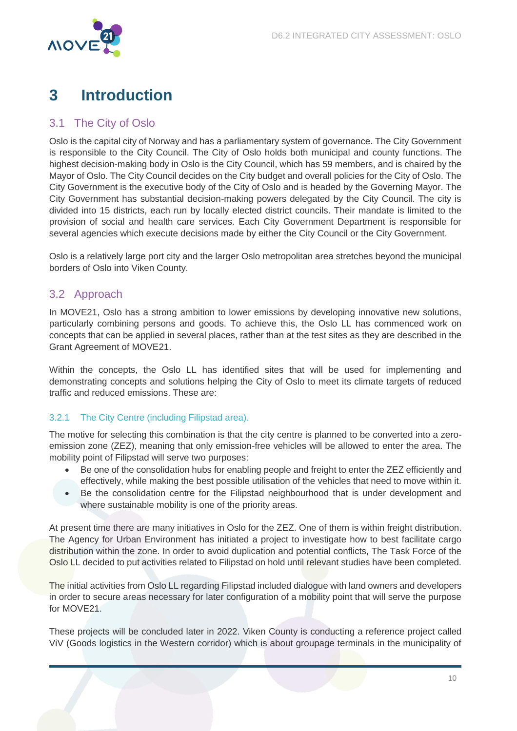# 3 Introduction

## 3.1 The City of Oslo

Oslo is the capital city of Norway and has a parliamentary system of governance. The City Government is responsible to the City Council. The City of Oslo holds both municipal and county functions. The highest decision-making body in Oslo is the City Council, which has 59 members, and is chaired by the Mayor of Oslo. The City Council decides on the City budget and overall policies for the City of Oslo. The City Government is the executive body of the City of Oslo and is headed by the Governing Mayor. The City Government has substantial decision-making powers delegated by the City Council. The city is divided into 15 districts, each run by locally elected district councils. Their mandate is limited to the provision of social and health care services. Each City Government Department is responsible for several agencies which execute decisions made by either the City Council or the City Government.

Oslo is a relatively large port city and the larger Oslo metropolitan area stretches beyond the municipal borders of Oslo into Viken County.

## 3.2 Approach

In MOVE21, Oslo has a strong ambition to lower emissions by developing innovative new solutions, particularly combining persons and goods. To achieve this, the Oslo LL has commenced work on concepts that can be applied in several places, rather than at the test sites as they are described in the Grant Agreement of MOVE21.

Within the concepts, the Oslo LL has identified sites that will be used for implementing and demonstrating concepts and solutions helping the City of Oslo to meet its climate targets of reduced traffic and reduced emissions. These are:

### 3.2.1 The City Centre (including Filipstad area).

The motive for selecting this combination is that the city centre is planned to be converted into a zero-emission zone (ZEZ), meaning that only emission-free vehicles will be allowed to enter the area. The mobility point of Filipstad will serve two purposes:

- Be one of the consolidation hubs for enabling people and freight to enter the ZEZ efficiently and effectively, while making the best possible utilisation of the vehicles that need to move within it.
- Be the consolidation centre for the Filipstad neighbourhood that is under development and where sustainable mobility is one of the priority areas.

At present time there are many initiatives in Oslo for the ZEZ. One of them is within freight distribution. The Agency for Urban Environment has initiated a project to investigate how to best facilitate cargo distribution within the zone. In order to avoid duplication and potential conflicts, The Task Force of the Oslo LL decided to put activities related to Filipstad on hold until relevant studies have been completed.

The initial activities from Oslo LL regarding Filipstad included dialogue with land owners and developers in order to secure areas necessary for later configuration of a mobility point that will serve the purpose for MOVE21.

These projects will be concluded later in 2022. Viken County is conducting a reference project called ViV (Goods logistics in the Western corridor) which is about groupage terminals in the municipality of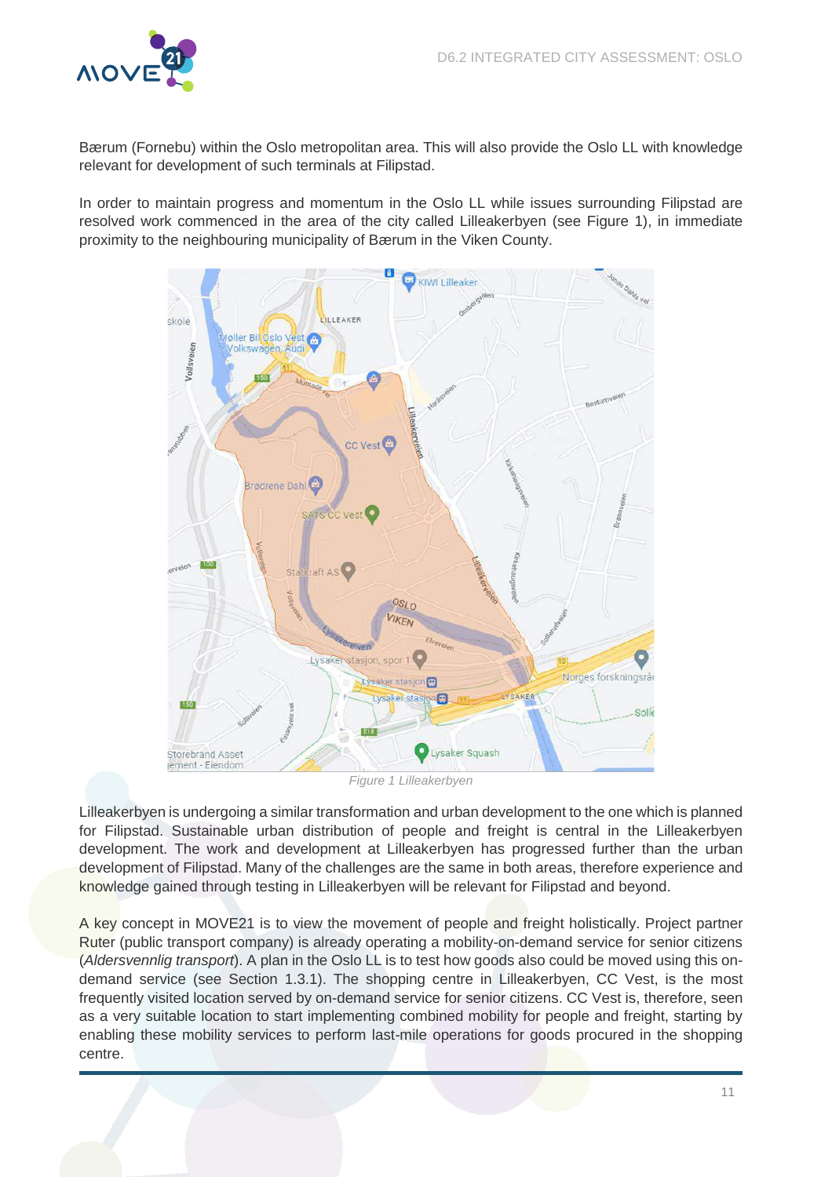Bærum (Fornebu) within the Oslo metropolitan area. This will also provide the Oslo LL with knowledge relevant for development of such terminals at Filipstad.

In order to maintain progress and momentum in the Oslo LL while issues surrounding Filipstad are resolved work commenced in the area of the city called Lilleakerbyen (see Figure 1), in immediate proximity to the neighbouring municipality of Bærum in the Viken County.

Figure 1 Lilleakerbyen

Lilleakerbyen is undergoing a similar transformation and urban development to the one which is planned for Filipstad. Sustainable urban distribution of people and freight is central in the Lilleakerbyen development. The work and development at Lilleakerbyen has progressed further than the urban development of Filipstad. Many of the challenges are the same in both areas, therefore experience and knowledge gained through testing in Lilleakerbyen will be relevant for Filipstad and beyond.

A key concept in MOVE21 is to view the movement of people and freight holistically. Project partner Ruter (public transport company) is already operating a mobility-on-demand service for senior citizens (*Aldersvennlig transport*). A plan in the Oslo LL is to test how goods also could be moved using this on-demand service (see Section 1.3.1). The shopping centre in Lilleakerbyen, CC Vest, is the most frequently visited location served by on-demand service for senior citizens. CC Vest is, therefore, seen as a very suitable location to start implementing combined mobility for people and freight, starting by enabling these mobility services to perform last-mile operations for goods procured in the shopping centre.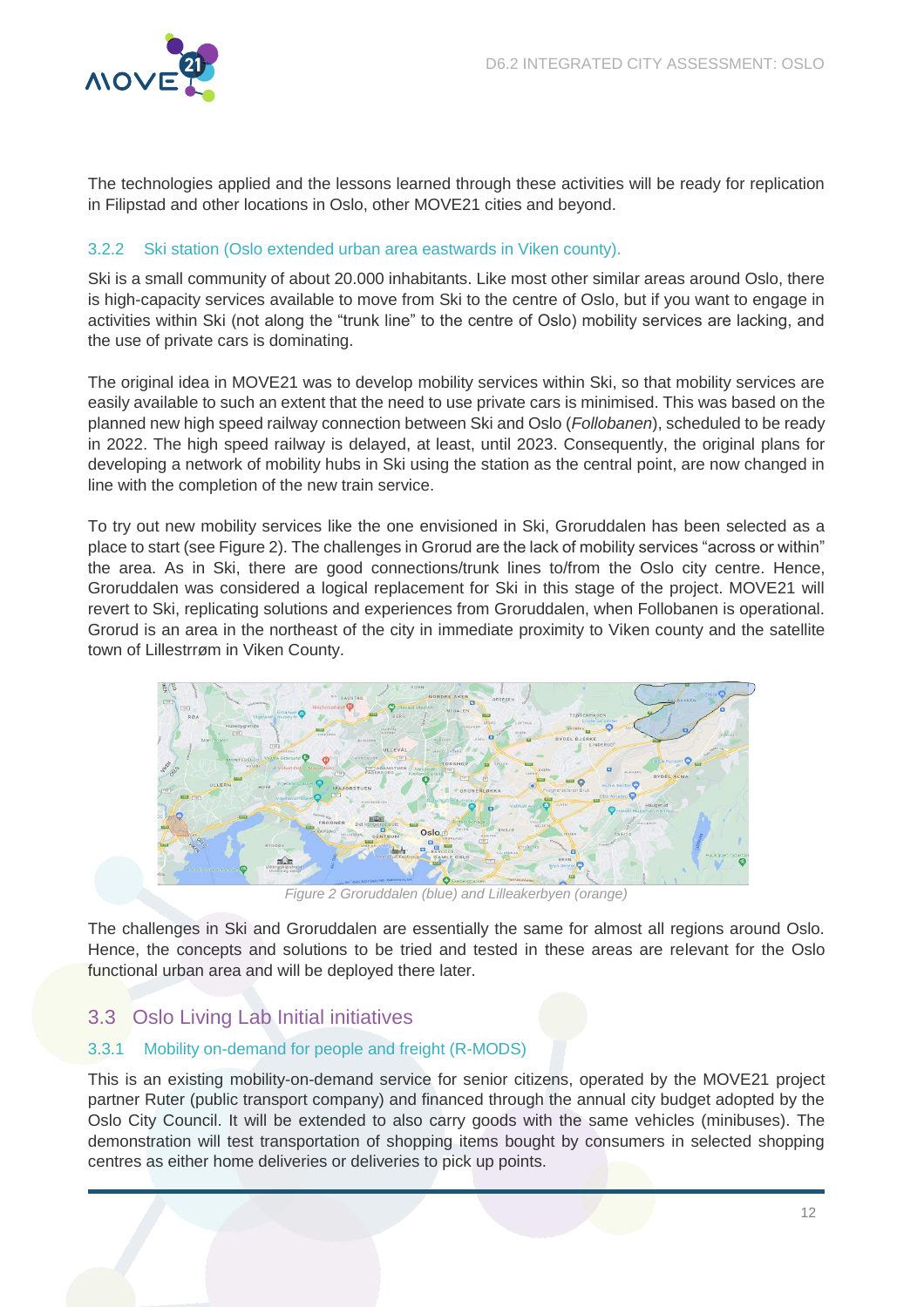The technologies applied and the lessons learned through these activities will be ready for replication in Filipstad and other locations in Oslo, other MOVE21 cities and beyond.

### 3.2.2 Ski station (Oslo extended urban area eastwards in Viken county).

Ski is a small community of about 20.000 inhabitants. Like most other similar areas around Oslo, there is high-capacity services available to move from Ski to the centre of Oslo, but if you want to engage in activities within Ski (not along the “trunk line” to the centre of Oslo) mobility services are lacking, and the use of private cars is dominating.

The original idea in MOVE21 was to develop mobility services within Ski, so that mobility services are easily available to such an extent that the need to use private cars is minimised. This was based on the planned new high speed railway connection between Ski and Oslo (*Follobanen*), scheduled to be ready in 2022. The high speed railway is delayed, at least, until 2023. Consequently, the original plans for developing a network of mobility hubs in Ski using the station as the central point, are now changed in line with the completion of the new train service.

To try out new mobility services like the one envisioned in Ski, Groruddalen has been selected as a place to start (see Figure 2). The challenges in Grorud are the lack of mobility services “across or within” the area. As in Ski, there are good connections/trunk lines to/from the Oslo city centre. Hence, Groruddalen was considered a logical replacement for Ski in this stage of the project. MOVE21 will revert to Ski, replicating solutions and experiences from Groruddalen, when Follobanen is operational. Grorud is an area in the northeast of the city in immediate proximity to Viken county and the satellite town of Lillestrrøm in Viken County.

Figure 2 Groruddalen (blue) and Lilleakerbyen (orange)

The challenges in Ski and Groruddalen are essentially the same for almost all regions around Oslo. Hence, the concepts and solutions to be tried and tested in these areas are relevant for the Oslo functional urban area and will be deployed there later.

## 3.3 Oslo Living Lab Initial initiatives

### 3.3.1 Mobility on-demand for people and freight (R-MODS)

This is an existing mobility-on-demand service for senior citizens, operated by the MOVE21 project partner Ruter (public transport company) and financed through the annual city budget adopted by the Oslo City Council. It will be extended to also carry goods with the same vehicles (minibuses). The demonstration will test transportation of shopping items bought by consumers in selected shopping centres as either home deliveries or deliveries to pick up points.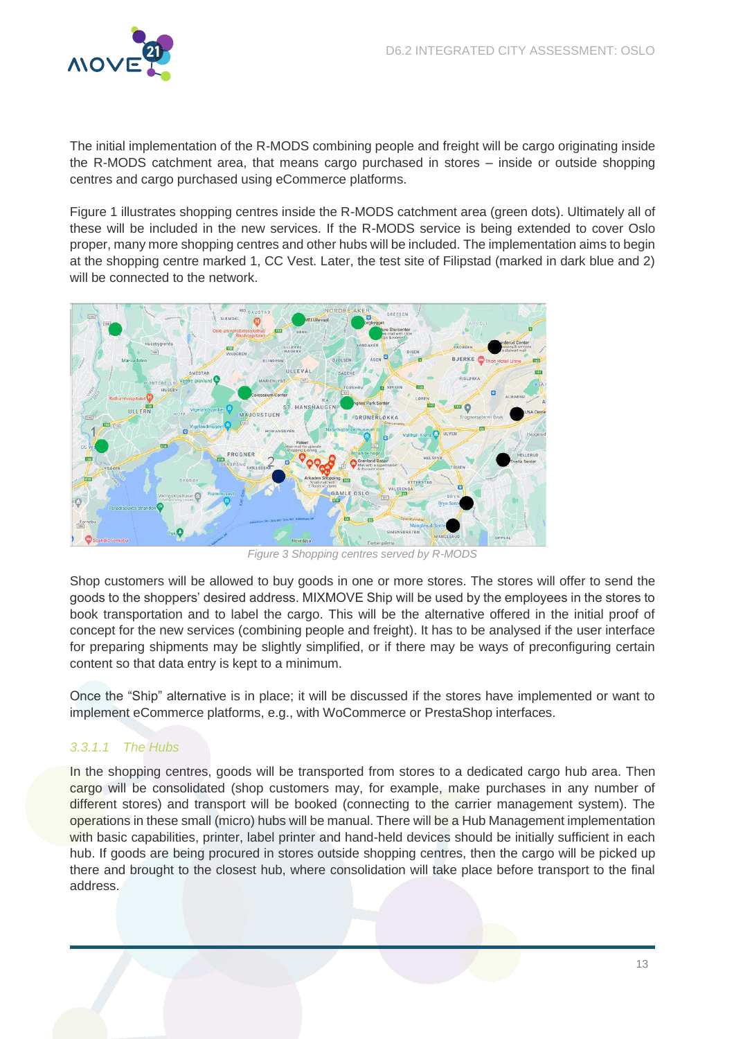The initial implementation of the R-MODS combining people and freight will be cargo originating inside the R-MODS catchment area, that means cargo purchased in stores – inside or outside shopping centres and cargo purchased using eCommerce platforms.

Figure 1 illustrates shopping centres inside the R-MODS catchment area (green dots). Ultimately all of these will be included in the new services. If the R-MODS service is being extended to cover Oslo proper, many more shopping centres and other hubs will be included. The implementation aims to begin at the shopping centre marked 1, CC Vest. Later, the test site of Filipstad (marked in dark blue and 2) will be connected to the network.

*Figure 3 Shopping centres served by R-MODS*

Shop customers will be allowed to buy goods in one or more stores. The stores will offer to send the goods to the shoppers' desired address. MIXMOVE Ship will be used by the employees in the stores to book transportation and to label the cargo. This will be the alternative offered in the initial proof of concept for the new services (combining people and freight). It has to be analysed if the user interface for preparing shipments may be slightly simplified, or if there may be ways of preconfiguring certain content so that data entry is kept to a minimum.

Once the "Ship" alternative is in place; it will be discussed if the stores have implemented or want to implement eCommerce platforms, e.g., with WoCommerce or PrestaShop interfaces.

#### *3.3.1.1 The Hubs*

In the shopping centres, goods will be transported from stores to a dedicated cargo hub area. Then cargo will be consolidated (shop customers may, for example, make purchases in any number of different stores) and transport will be booked (connecting to the carrier management system). The operations in these small (micro) hubs will be manual. There will be a Hub Management implementation with basic capabilities, printer, label printer and hand-held devices should be initially sufficient in each hub. If goods are being procured in stores outside shopping centres, then the cargo will be picked up there and brought to the closest hub, where consolidation will take place before transport to the final address.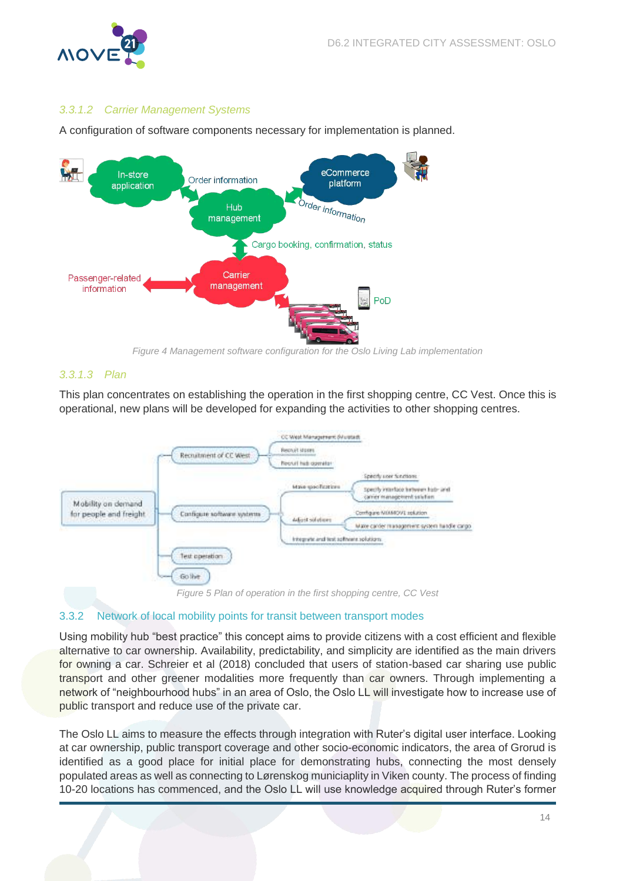### 3.3.1.2 Carrier Management Systems

A configuration of software components necessary for implementation is planned.

In-store application

Order information

eCommerce platform

Hub management

Order information

Cargo booking, confirmation, status

Passenger-related information

Carrier management

PoD

*Figure 4 Management software configuration for the Oslo Living Lab implementation*

### 3.3.1.3 Plan

This plan concentrates on establishing the operation in the first shopping centre, CC Vest. Once this is operational, new plans will be developed for expanding the activities to other shopping centres.

Mobility on demand for people and freight

Recruitment of CC West

CC West Management (Aksess)

Recruit stores

Recruit hub operator

Configure software systems

Make specifications

Specify user functions

Specify interface between hub- and carrier management solution

Adjust solutions

Configure NIXMOVE solution

Make carrier management system handle cargo

Integrate and test software solutions

Test operation

Go live

*Figure 5 Plan of operation in the first shopping centre, CC Vest*

## 3.3.2 Network of local mobility points for transit between transport modes

Using mobility hub "best practice" this concept aims to provide citizens with a cost efficient and flexible alternative to car ownership. Availability, predictability, and simplicity are identified as the main drivers for owning a car. Schreier et al (2018) concluded that users of station-based car sharing use public transport and other greener modalities more frequently than car owners. Through implementing a network of "neighbourhood hubs" in an area of Oslo, the Oslo LL will investigate how to increase use of public transport and reduce use of the private car.

The Oslo LL aims to measure the effects through integration with Ruter's digital user interface. Looking at car ownership, public transport coverage and other socio-economic indicators, the area of Grorud is identified as a good place for initial place for demonstrating hubs, connecting the most densely populated areas as well as connecting to Lørenskog municiaplity in Viken county. The process of finding 10-20 locations has commenced, and the Oslo LL will use knowledge acquired through Ruter's former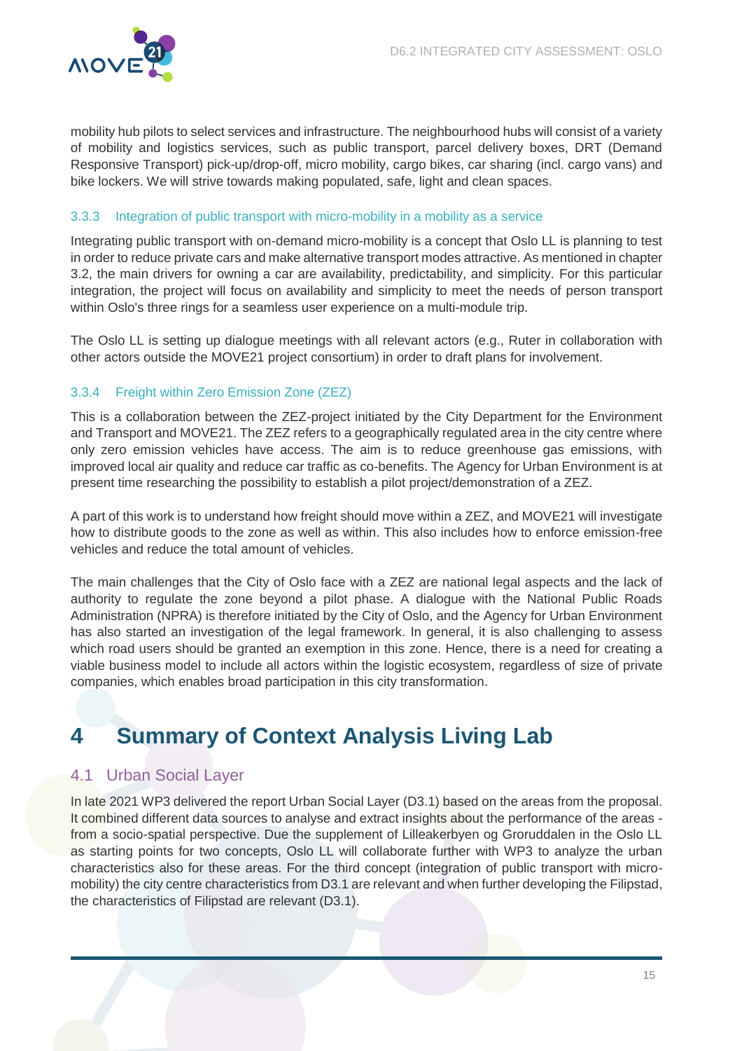mobility hub pilots to select services and infrastructure. The neighbourhood hubs will consist of a variety of mobility and logistics services, such as public transport, parcel delivery boxes, DRT (Demand Responsive Transport) pick-up/drop-off, micro mobility, cargo bikes, car sharing (incl. cargo vans) and bike lockers. We will strive towards making populated, safe, light and clean spaces.

### 3.3.3 Integration of public transport with micro-mobility in a mobility as a service

Integrating public transport with on-demand micro-mobility is a concept that Oslo LL is planning to test in order to reduce private cars and make alternative transport modes attractive. As mentioned in chapter 3.2, the main drivers for owning a car are availability, predictability, and simplicity. For this particular integration, the project will focus on availability and simplicity to meet the needs of person transport within Oslo's three rings for a seamless user experience on a multi-module trip.

The Oslo LL is setting up dialogue meetings with all relevant actors (e.g., Ruter in collaboration with other actors outside the MOVE21 project consortium) in order to draft plans for involvement.

### 3.3.4 Freight within Zero Emission Zone (ZEZ)

This is a collaboration between the ZEZ-project initiated by the City Department for the Environment and Transport and MOVE21. The ZEZ refers to a geographically regulated area in the city centre where only zero emission vehicles have access. The aim is to reduce greenhouse gas emissions, with improved local air quality and reduce car traffic as co-benefits. The Agency for Urban Environment is at present time researching the possibility to establish a pilot project/demonstration of a ZEZ.

A part of this work is to understand how freight should move within a ZEZ, and MOVE21 will investigate how to distribute goods to the zone as well as within. This also includes how to enforce emission-free vehicles and reduce the total amount of vehicles.

The main challenges that the City of Oslo face with a ZEZ are national legal aspects and the lack of authority to regulate the zone beyond a pilot phase. A dialogue with the National Public Roads Administration (NPRA) is therefore initiated by the City of Oslo, and the Agency for Urban Environment has also started an investigation of the legal framework. In general, it is also challenging to assess which road users should be granted an exemption in this zone. Hence, there is a need for creating a viable business model to include all actors within the logistic ecosystem, regardless of size of private companies, which enables broad participation in this city transformation.

# 4 Summary of Context Analysis Living Lab

## 4.1 Urban Social Layer

In late 2021 WP3 delivered the report Urban Social Layer (D3.1) based on the areas from the proposal. It combined different data sources to analyse and extract insights about the performance of the areas - from a socio-spatial perspective. Due the supplement of Lilleakerbyen og Groruddalen in the Oslo LL as starting points for two concepts, Oslo LL will collaborate further with WP3 to analyze the urban characteristics also for these areas. For the third concept (integration of public transport with micro-mobility) the city centre characteristics from D3.1 are relevant and when further developing the Filipstad, the characteristics of Filipstad are relevant (D3.1).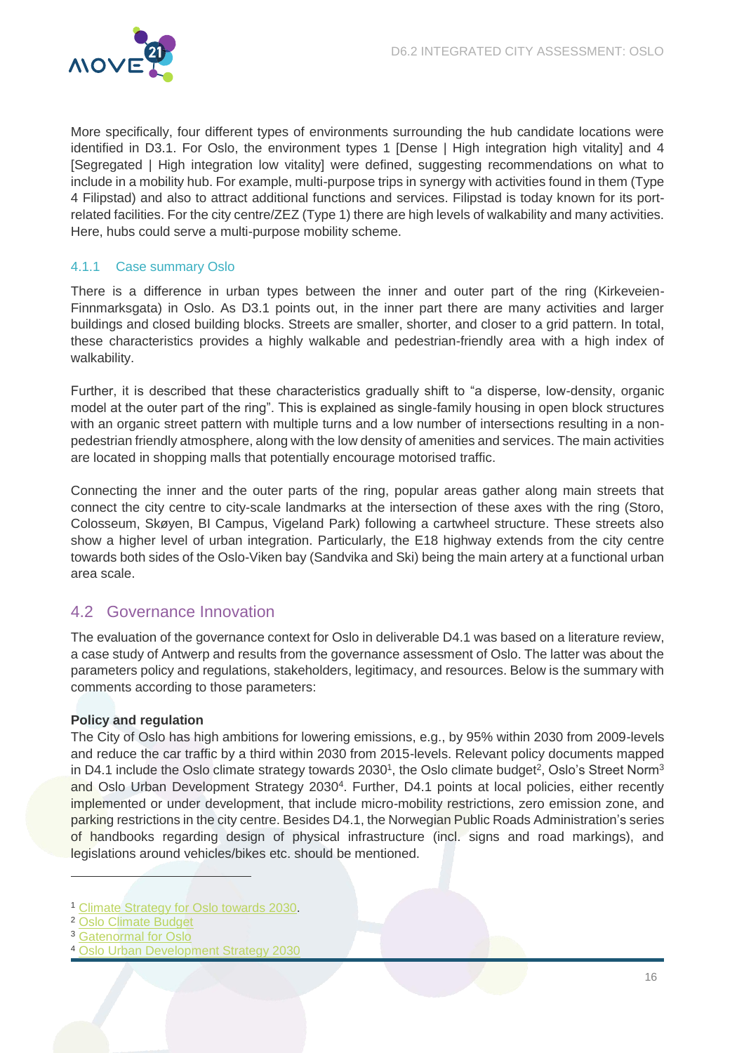More specifically, four different types of environments surrounding the hub candidate locations were identified in D3.1. For Oslo, the environment types 1 [Dense | High integration high vitality] and 4 [Segregated | High integration low vitality] were defined, suggesting recommendations on what to include in a mobility hub. For example, multi-purpose trips in synergy with activities found in them (Type 4 Filipstad) and also to attract additional functions and services. Filipstad is today known for its port-related facilities. For the city centre/ZEZ (Type 1) there are high levels of walkability and many activities. Here, hubs could serve a multi-purpose mobility scheme.

### 4.1.1 Case summary Oslo

There is a difference in urban types between the inner and outer part of the ring (Kirkeveien-Finnmarksgata) in Oslo. As D3.1 points out, in the inner part there are many activities and larger buildings and closed building blocks. Streets are smaller, shorter, and closer to a grid pattern. In total, these characteristics provides a highly walkable and pedestrian-friendly area with a high index of walkability.

Further, it is described that these characteristics gradually shift to "a disperse, low-density, organic model at the outer part of the ring". This is explained as single-family housing in open block structures with an organic street pattern with multiple turns and a low number of intersections resulting in a non-pedestrian friendly atmosphere, along with the low density of amenities and services. The main activities are located in shopping malls that potentially encourage motorised traffic.

Connecting the inner and the outer parts of the ring, popular areas gather along main streets that connect the city centre to city-scale landmarks at the intersection of these axes with the ring (Storo, Colosseum, Skøyen, BI Campus, Vigeland Park) following a cartwheel structure. These streets also show a higher level of urban integration. Particularly, the E18 highway extends from the city centre towards both sides of the Oslo-Viken bay (Sandvika and Ski) being the main artery at a functional urban area scale.

## 4.2 Governance Innovation

The evaluation of the governance context for Oslo in deliverable D4.1 was based on a literature review, a case study of Antwerp and results from the governance assessment of Oslo. The latter was about the parameters policy and regulations, stakeholders, legitimacy, and resources. Below is the summary with comments according to those parameters:

**Policy and regulation**

The City of Oslo has high ambitions for lowering emissions, e.g., by 95% within 2030 from 2009-levels and reduce the car traffic by a third within 2030 from 2015-levels. Relevant policy documents mapped in D4.1 include the Oslo climate strategy towards 2030[1], the Oslo climate budget[2], Oslo's Street Norm[3] and Oslo Urban Development Strategy 2030[4]. Further, D4.1 points at local policies, either recently implemented or under development, that include micro-mobility restrictions, zero emission zone, and parking restrictions in the city centre. Besides D4.1, the Norwegian Public Roads Administration's series of handbooks regarding design of physical infrastructure (incl. signs and road markings), and legislations around vehicles/bikes etc. should be mentioned.

---

[1] Climate Strategy for Oslo towards 2030.

[2] Oslo Climate Budget

[3] Gatenormal for Oslo

[4] Oslo Urban Development Strategy 2030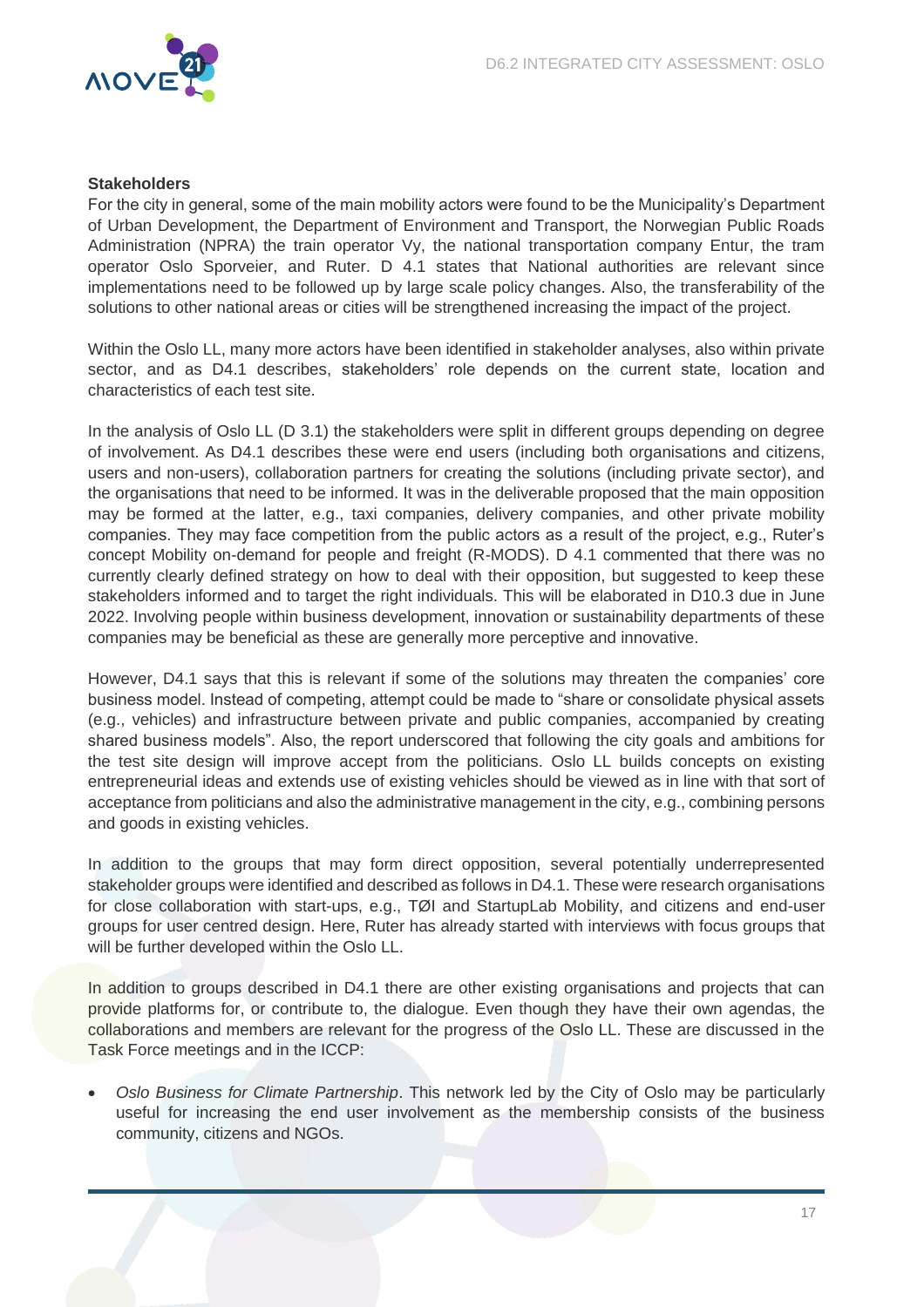**Stakeholders**

For the city in general, some of the main mobility actors were found to be the Municipality's Department of Urban Development, the Department of Environment and Transport, the Norwegian Public Roads Administration (NPRA) the train operator Vy, the national transportation company Entur, the tram operator Oslo Sporveier, and Ruter. D 4.1 states that National authorities are relevant since implementations need to be followed up by large scale policy changes. Also, the transferability of the solutions to other national areas or cities will be strengthened increasing the impact of the project.

Within the Oslo LL, many more actors have been identified in stakeholder analyses, also within private sector, and as D4.1 describes, stakeholders' role depends on the current state, location and characteristics of each test site.

In the analysis of Oslo LL (D 3.1) the stakeholders were split in different groups depending on degree of involvement. As D4.1 describes these were end users (including both organisations and citizens, users and non-users), collaboration partners for creating the solutions (including private sector), and the organisations that need to be informed. It was in the deliverable proposed that the main opposition may be formed at the latter, e.g., taxi companies, delivery companies, and other private mobility companies. They may face competition from the public actors as a result of the project, e.g., Ruter's concept Mobility on-demand for people and freight (R-MODS). D 4.1 commented that there was no currently clearly defined strategy on how to deal with their opposition, but suggested to keep these stakeholders informed and to target the right individuals. This will be elaborated in D10.3 due in June 2022. Involving people within business development, innovation or sustainability departments of these companies may be beneficial as these are generally more perceptive and innovative.

However, D4.1 says that this is relevant if some of the solutions may threaten the companies' core business model. Instead of competing, attempt could be made to "share or consolidate physical assets (e.g., vehicles) and infrastructure between private and public companies, accompanied by creating shared business models". Also, the report underscored that following the city goals and ambitions for the test site design will improve accept from the politicians. Oslo LL builds concepts on existing entrepreneurial ideas and extends use of existing vehicles should be viewed as in line with that sort of acceptance from politicians and also the administrative management in the city, e.g., combining persons and goods in existing vehicles.

In addition to the groups that may form direct opposition, several potentially underrepresented stakeholder groups were identified and described as follows in D4.1. These were research organisations for close collaboration with start-ups, e.g., TØI and StartupLab Mobility, and citizens and end-user groups for user centred design. Here, Ruter has already started with interviews with focus groups that will be further developed within the Oslo LL.

In addition to groups described in D4.1 there are other existing organisations and projects that can provide platforms for, or contribute to, the dialogue. Even though they have their own agendas, the collaborations and members are relevant for the progress of the Oslo LL. These are discussed in the Task Force meetings and in the ICCP:

- *Oslo Business for Climate Partnership*. This network led by the City of Oslo may be particularly useful for increasing the end user involvement as the membership consists of the business community, citizens and NGOs.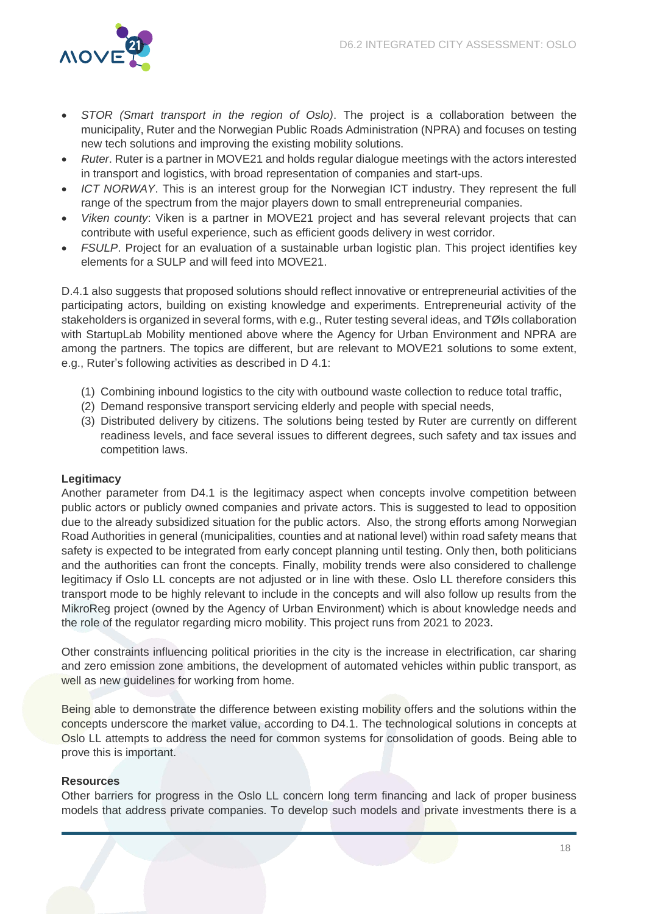- *STOR (Smart transport in the region of Oslo)*. The project is a collaboration between the municipality, Ruter and the Norwegian Public Roads Administration (NPRA) and focuses on testing new tech solutions and improving the existing mobility solutions.
- *Ruter*. Ruter is a partner in MOVE21 and holds regular dialogue meetings with the actors interested in transport and logistics, with broad representation of companies and start-ups.
- *ICT NORWAY*. This is an interest group for the Norwegian ICT industry. They represent the full range of the spectrum from the major players down to small entrepreneurial companies.
- *Viken county*: Viken is a partner in MOVE21 project and has several relevant projects that can contribute with useful experience, such as efficient goods delivery in west corridor.
- *FSULP*. Project for an evaluation of a sustainable urban logistic plan. This project identifies key elements for a SULP and will feed into MOVE21.

D.4.1 also suggests that proposed solutions should reflect innovative or entrepreneurial activities of the participating actors, building on existing knowledge and experiments. Entrepreneurial activity of the stakeholders is organized in several forms, with e.g., Ruter testing several ideas, and TØIs collaboration with StartupLab Mobility mentioned above where the Agency for Urban Environment and NPRA are among the partners. The topics are different, but are relevant to MOVE21 solutions to some extent, e.g., Ruter's following activities as described in D 4.1:

(1) Combining inbound logistics to the city with outbound waste collection to reduce total traffic,
(2) Demand responsive transport servicing elderly and people with special needs,
(3) Distributed delivery by citizens. The solutions being tested by Ruter are currently on different readiness levels, and face several issues to different degrees, such safety and tax issues and competition laws.

**Legitimacy**
Another parameter from D4.1 is the legitimacy aspect when concepts involve competition between public actors or publicly owned companies and private actors. This is suggested to lead to opposition due to the already subsidized situation for the public actors. Also, the strong efforts among Norwegian Road Authorities in general (municipalities, counties and at national level) within road safety means that safety is expected to be integrated from early concept planning until testing. Only then, both politicians and the authorities can front the concepts. Finally, mobility trends were also considered to challenge legitimacy if Oslo LL concepts are not adjusted or in line with these. Oslo LL therefore considers this transport mode to be highly relevant to include in the concepts and will also follow up results from the MikroReg project (owned by the Agency of Urban Environment) which is about knowledge needs and the role of the regulator regarding micro mobility. This project runs from 2021 to 2023.

Other constraints influencing political priorities in the city is the increase in electrification, car sharing and zero emission zone ambitions, the development of automated vehicles within public transport, as well as new guidelines for working from home.

Being able to demonstrate the difference between existing mobility offers and the solutions within the concepts underscore the market value, according to D4.1. The technological solutions in concepts at Oslo LL attempts to address the need for common systems for consolidation of goods. Being able to prove this is important.

**Resources**
Other barriers for progress in the Oslo LL concern long term financing and lack of proper business models that address private companies. To develop such models and private investments there is a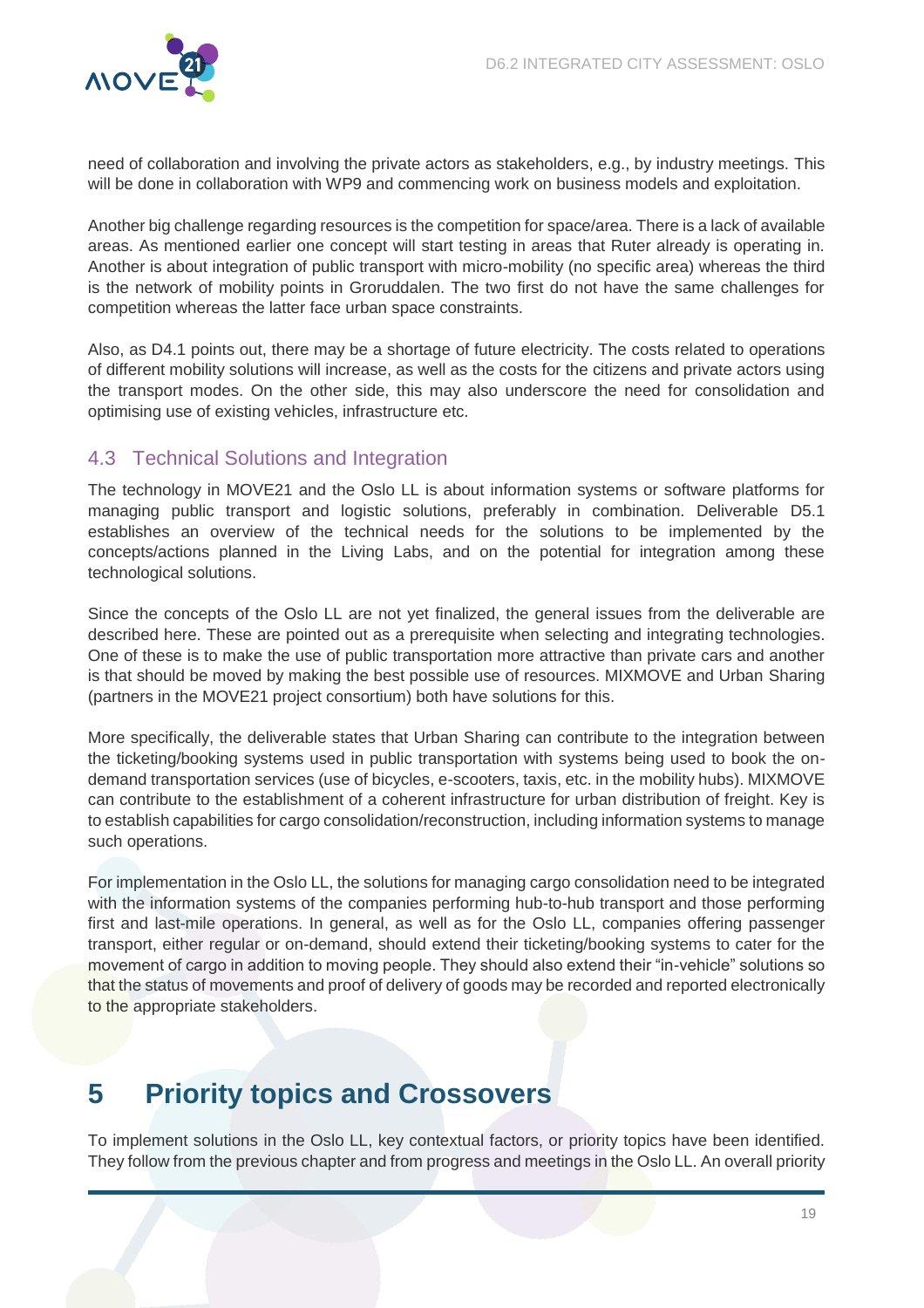need of collaboration and involving the private actors as stakeholders, e.g., by industry meetings. This will be done in collaboration with WP9 and commencing work on business models and exploitation.

Another big challenge regarding resources is the competition for space/area. There is a lack of available areas. As mentioned earlier one concept will start testing in areas that Ruter already is operating in. Another is about integration of public transport with micro-mobility (no specific area) whereas the third is the network of mobility points in Groruddalen. The two first do not have the same challenges for competition whereas the latter face urban space constraints.

Also, as D4.1 points out, there may be a shortage of future electricity. The costs related to operations of different mobility solutions will increase, as well as the costs for the citizens and private actors using the transport modes. On the other side, this may also underscore the need for consolidation and optimising use of existing vehicles, infrastructure etc.

## 4.3 Technical Solutions and Integration

The technology in MOVE21 and the Oslo LL is about information systems or software platforms for managing public transport and logistic solutions, preferably in combination. Deliverable D5.1 establishes an overview of the technical needs for the solutions to be implemented by the concepts/actions planned in the Living Labs, and on the potential for integration among these technological solutions.

Since the concepts of the Oslo LL are not yet finalized, the general issues from the deliverable are described here. These are pointed out as a prerequisite when selecting and integrating technologies. One of these is to make the use of public transportation more attractive than private cars and another is that should be moved by making the best possible use of resources. MIXMOVE and Urban Sharing (partners in the MOVE21 project consortium) both have solutions for this.

More specifically, the deliverable states that Urban Sharing can contribute to the integration between the ticketing/booking systems used in public transportation with systems being used to book the on-demand transportation services (use of bicycles, e-scooters, taxis, etc. in the mobility hubs). MIXMOVE can contribute to the establishment of a coherent infrastructure for urban distribution of freight. Key is to establish capabilities for cargo consolidation/reconstruction, including information systems to manage such operations.

For implementation in the Oslo LL, the solutions for managing cargo consolidation need to be integrated with the information systems of the companies performing hub-to-hub transport and those performing first and last-mile operations. In general, as well as for the Oslo LL, companies offering passenger transport, either regular or on-demand, should extend their ticketing/booking systems to cater for the movement of cargo in addition to moving people. They should also extend their "in-vehicle" solutions so that the status of movements and proof of delivery of goods may be recorded and reported electronically to the appropriate stakeholders.

# 5 Priority topics and Crossovers

To implement solutions in the Oslo LL, key contextual factors, or priority topics have been identified. They follow from the previous chapter and from progress and meetings in the Oslo LL. An overall priority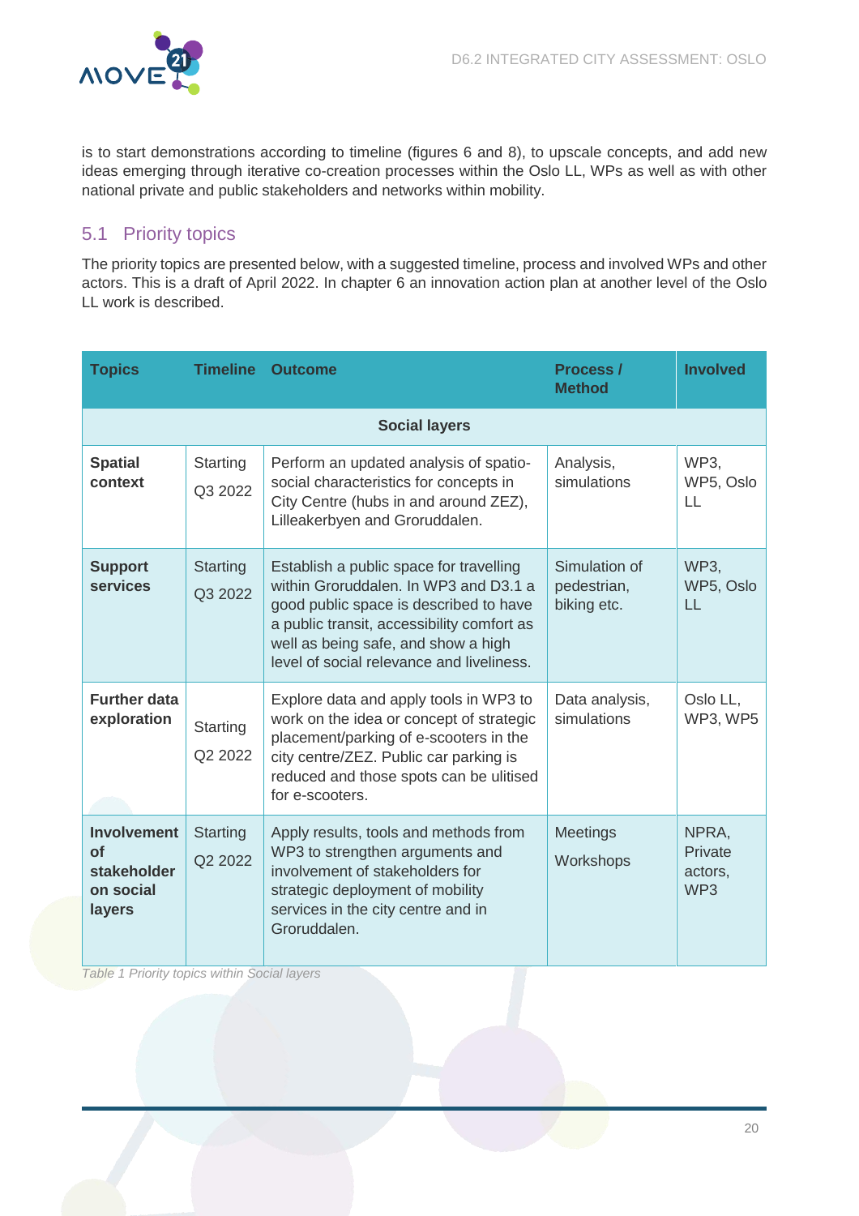is to start demonstrations according to timeline (figures 6 and 8), to upscale concepts, and add new ideas emerging through iterative co-creation processes within the Oslo LL, WPs as well as with other national private and public stakeholders and networks within mobility.

## 5.1 Priority topics

The priority topics are presented below, with a suggested timeline, process and involved WPs and other actors. This is a draft of April 2022. In chapter 6 an innovation action plan at another level of the Oslo LL work is described.

| Topics | Timeline | Outcome | Process / Method | Involved |
|---|---|---|---|---|
| **Social layers** | | | | |
| **Spatial context** | Starting Q3 2022 | Perform an updated analysis of spatio-social characteristics for concepts in City Centre (hubs in and around ZEZ), Lilleakerbyen and Groruddalen. | Analysis, simulations | WP3, WP5, Oslo LL |
| **Support services** | Starting Q3 2022 | Establish a public space for travelling within Groruddalen. In WP3 and D3.1 a good public space is described to have a public transit, accessibility comfort as well as being safe, and show a high level of social relevance and liveliness. | Simulation of pedestrian, biking etc. | WP3, WP5, Oslo LL |
| **Further data exploration** | Starting Q2 2022 | Explore data and apply tools in WP3 to work on the idea or concept of strategic placement/parking of e-scooters in the city centre/ZEZ. Public car parking is reduced and those spots can be ulitised for e-scooters. | Data analysis, simulations | Oslo LL, WP3, WP5 |
| **Involvement of stakeholder on social layers** | Starting Q2 2022 | Apply results, tools and methods from WP3 to strengthen arguments and involvement of stakeholders for strategic deployment of mobility services in the city centre and in Groruddalen. | Meetings Workshops | NPRA, Private actors, WP3 |

*Table 1 Priority topics within Social layers*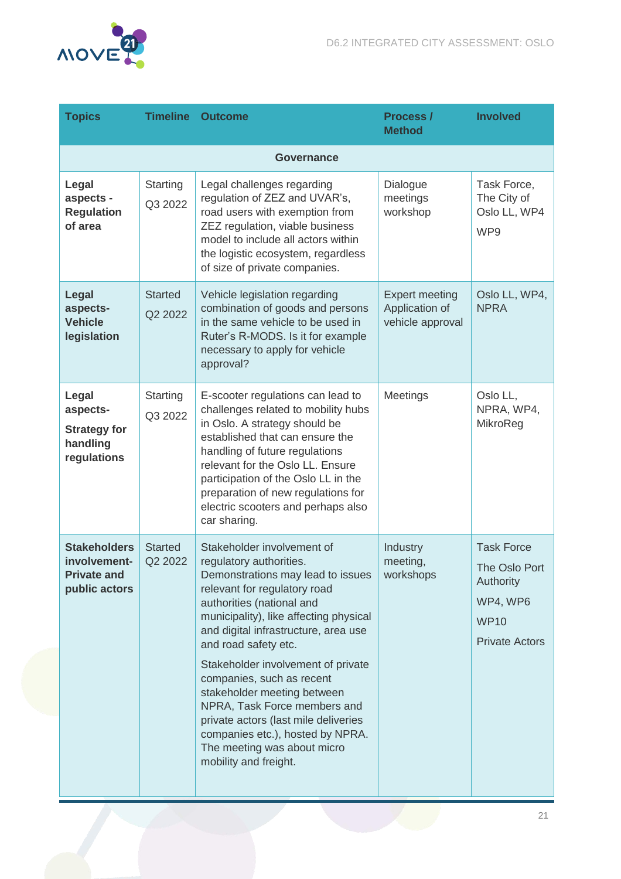| Topics | Timeline | Outcome | Process / Method | Involved |
|---|---|---|---|---|
| | | **Governance** | | |
| **Legal aspects - Regulation of area** | Starting Q3 2022 | Legal challenges regarding regulation of ZEZ and UVAR's, road users with exemption from ZEZ regulation, viable business model to include all actors within the logistic ecosystem, regardless of size of private companies. | Dialogue meetings workshop | Task Force, The City of Oslo LL, WP4 WP9 |
| **Legal aspects- Vehicle legislation** | Started Q2 2022 | Vehicle legislation regarding combination of goods and persons in the same vehicle to be used in Ruter's R-MODS. Is it for example necessary to apply for vehicle approval? | Expert meeting Application of vehicle approval | Oslo LL, WP4, NPRA |
| **Legal aspects- Strategy for handling regulations** | Starting Q3 2022 | E-scooter regulations can lead to challenges related to mobility hubs in Oslo. A strategy should be established that can ensure the handling of future regulations relevant for the Oslo LL. Ensure participation of the Oslo LL in the preparation of new regulations for electric scooters and perhaps also car sharing. | Meetings | Oslo LL, NPRA, WP4, MikroReg |
| **Stakeholders involvement- Private and public actors** | Started Q2 2022 | Stakeholder involvement of regulatory authorities. Demonstrations may lead to issues relevant for regulatory road authorities (national and municipality), like affecting physical and digital infrastructure, area use and road safety etc. Stakeholder involvement of private companies, such as recent stakeholder meeting between NPRA, Task Force members and private actors (last mile deliveries companies etc.), hosted by NPRA. The meeting was about micro mobility and freight. | Industry meeting, workshops | Task Force The Oslo Port Authority WP4, WP6 WP10 Private Actors |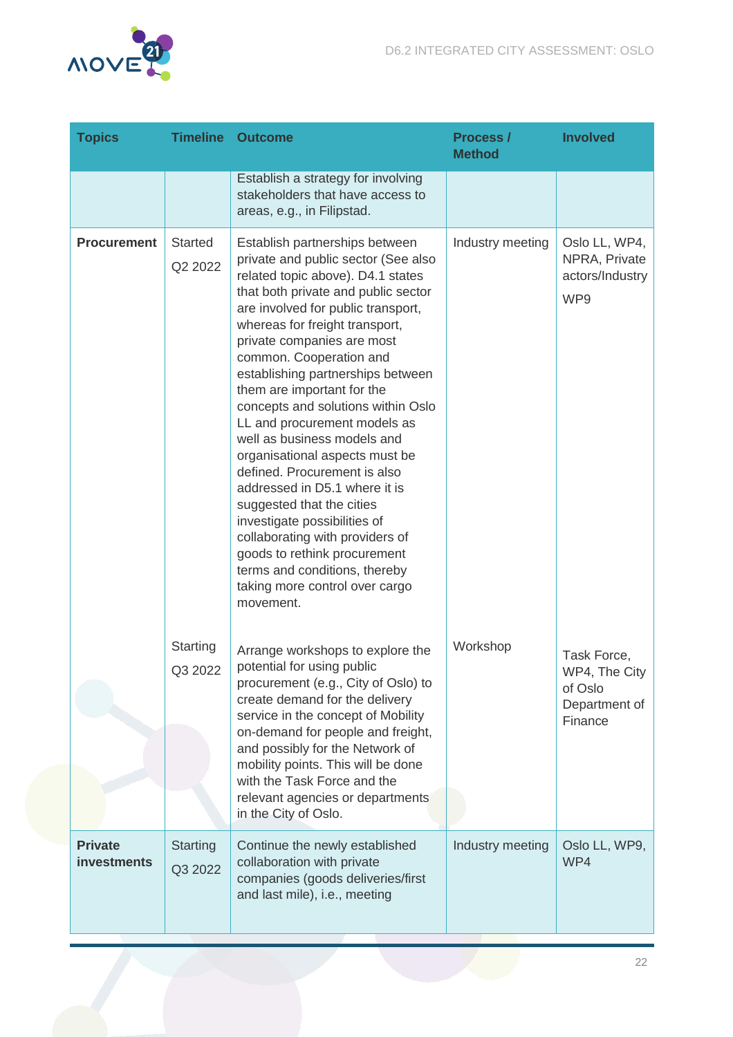| Topics | Timeline | Outcome | Process / Method | Involved |
|---|---|---|---|---|
| | | Establish a strategy for involving stakeholders that have access to areas, e.g., in Filipstad. | | |
| **Procurement** | Started Q2 2022 | Establish partnerships between private and public sector (See also related topic above). D4.1 states that both private and public sector are involved for public transport, whereas for freight transport, private companies are most common. Cooperation and establishing partnerships between them are important for the concepts and solutions within Oslo LL and procurement models as well as business models and organisational aspects must be defined. Procurement is also addressed in D5.1 where it is suggested that the cities investigate possibilities of collaborating with providers of goods to rethink procurement terms and conditions, thereby taking more control over cargo movement. | Industry meeting | Oslo LL, WP4, NPRA, Private actors/Industry WP9 |
| | Starting Q3 2022 | Arrange workshops to explore the potential for using public procurement (e.g., City of Oslo) to create demand for the delivery service in the concept of Mobility on-demand for people and freight, and possibly for the Network of mobility points. This will be done with the Task Force and the relevant agencies or departments in the City of Oslo. | Workshop | Task Force, WP4, The City of Oslo Department of Finance |
| **Private investments** | Starting Q3 2022 | Continue the newly established collaboration with private companies (goods deliveries/first and last mile), i.e., meeting | Industry meeting | Oslo LL, WP9, WP4 |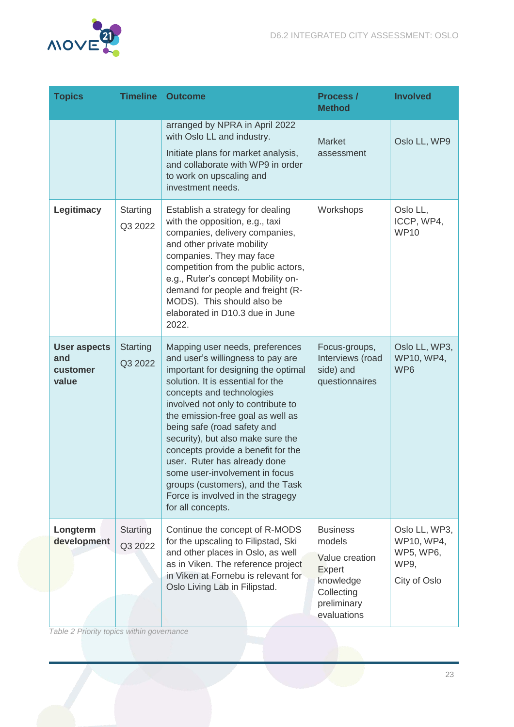| Topics | Timeline | Outcome | Process / Method | Involved |
|---|---|---|---|---|
| | | arranged by NPRA in April 2022 with Oslo LL and industry. Initiate plans for market analysis, and collaborate with WP9 in order to work on upscaling and investment needs. | Market assessment | Oslo LL, WP9 |
| **Legitimacy** | Starting Q3 2022 | Establish a strategy for dealing with the opposition, e.g., taxi companies, delivery companies, and other private mobility companies. They may face competition from the public actors, e.g., Ruter's concept Mobility on-demand for people and freight (R-MODS). This should also be elaborated in D10.3 due in June 2022. | Workshops | Oslo LL, ICCP, WP4, WP10 |
| **User aspects and customer value** | Starting Q3 2022 | Mapping user needs, preferences and user's willingness to pay are important for designing the optimal solution. It is essential for the concepts and technologies involved not only to contribute to the emission-free goal as well as being safe (road safety and security), but also make sure the concepts provide a benefit for the user. Ruter has already done some user-involvement in focus groups (customers), and the Task Force is involved in the stragegy for all concepts. | Focus-groups, Interviews (road side) and questionnaires | Oslo LL, WP3, WP10, WP4, WP6 |
| **Longterm development** | Starting Q3 2022 | Continue the concept of R-MODS for the upscaling to Filipstad, Ski and other places in Oslo, as well as in Viken. The reference project in Viken at Fornebu is relevant for Oslo Living Lab in Filipstad. | Business models Value creation Expert knowledge Collecting preliminary evaluations | Oslo LL, WP3, WP10, WP4, WP5, WP6, WP9, City of Oslo |

*Table 2 Priority topics within governance*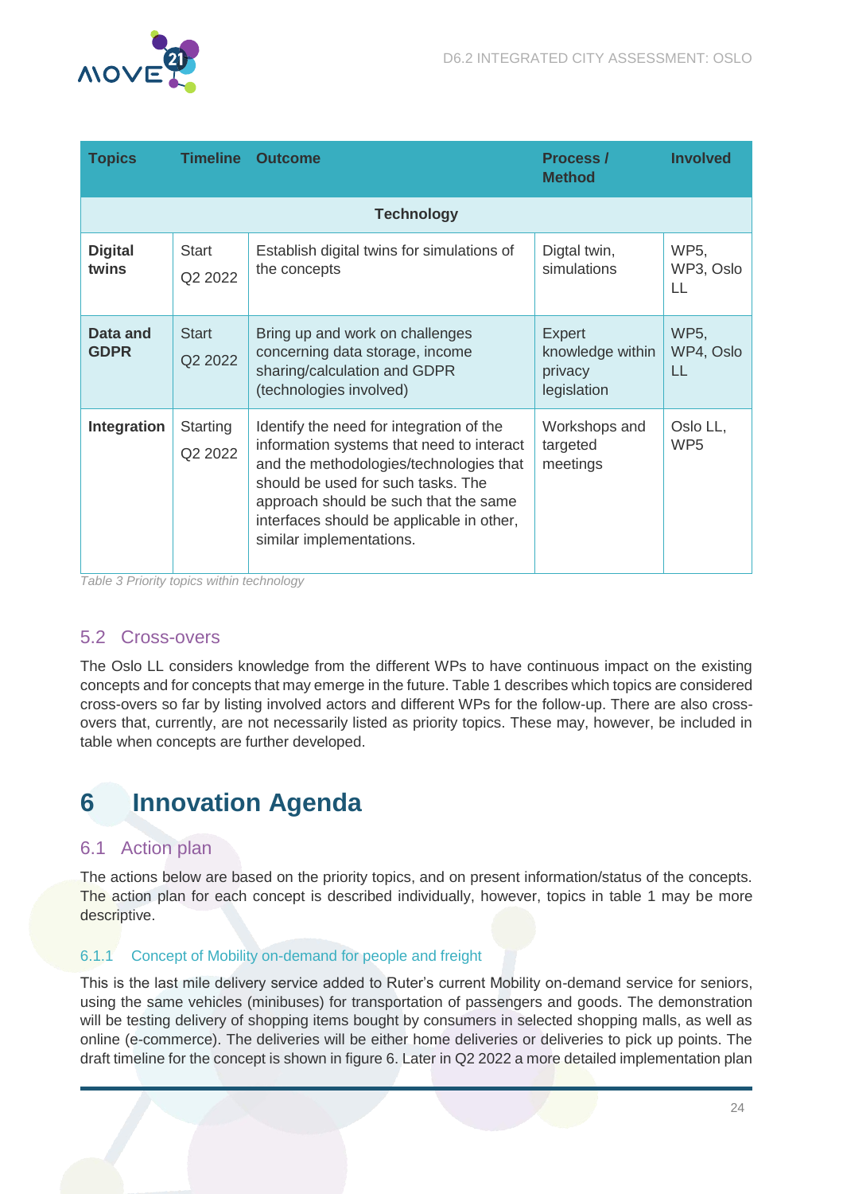| Topics | Timeline | Outcome | Process / Method | Involved |
|---|---|---|---|---|
| | | **Technology** | | |
| **Digital twins** | Start Q2 2022 | Establish digital twins for simulations of the concepts | Digtal twin, simulations | WP5, WP3, Oslo LL |
| **Data and GDPR** | Start Q2 2022 | Bring up and work on challenges concerning data storage, income sharing/calculation and GDPR (technologies involved) | Expert knowledge within privacy legislation | WP5, WP4, Oslo LL |
| **Integration** | Starting Q2 2022 | Identify the need for integration of the information systems that need to interact and the methodologies/technologies that should be used for such tasks. The approach should be such that the same interfaces should be applicable in other, similar implementations. | Workshops and targeted meetings | Oslo LL, WP5 |

*Table 3 Priority topics within technology*

## 5.2 Cross-overs

The Oslo LL considers knowledge from the different WPs to have continuous impact on the existing concepts and for concepts that may emerge in the future. Table 1 describes which topics are considered cross-overs so far by listing involved actors and different WPs for the follow-up. There are also cross-overs that, currently, are not necessarily listed as priority topics. These may, however, be included in table when concepts are further developed.

# 6 Innovation Agenda

## 6.1 Action plan

The actions below are based on the priority topics, and on present information/status of the concepts. The action plan for each concept is described individually, however, topics in table 1 may be more descriptive.

### 6.1.1 Concept of Mobility on-demand for people and freight

This is the last mile delivery service added to Ruter's current Mobility on-demand service for seniors, using the same vehicles (minibuses) for transportation of passengers and goods. The demonstration will be testing delivery of shopping items bought by consumers in selected shopping malls, as well as online (e-commerce). The deliveries will be either home deliveries or deliveries to pick up points. The draft timeline for the concept is shown in figure 6. Later in Q2 2022 a more detailed implementation plan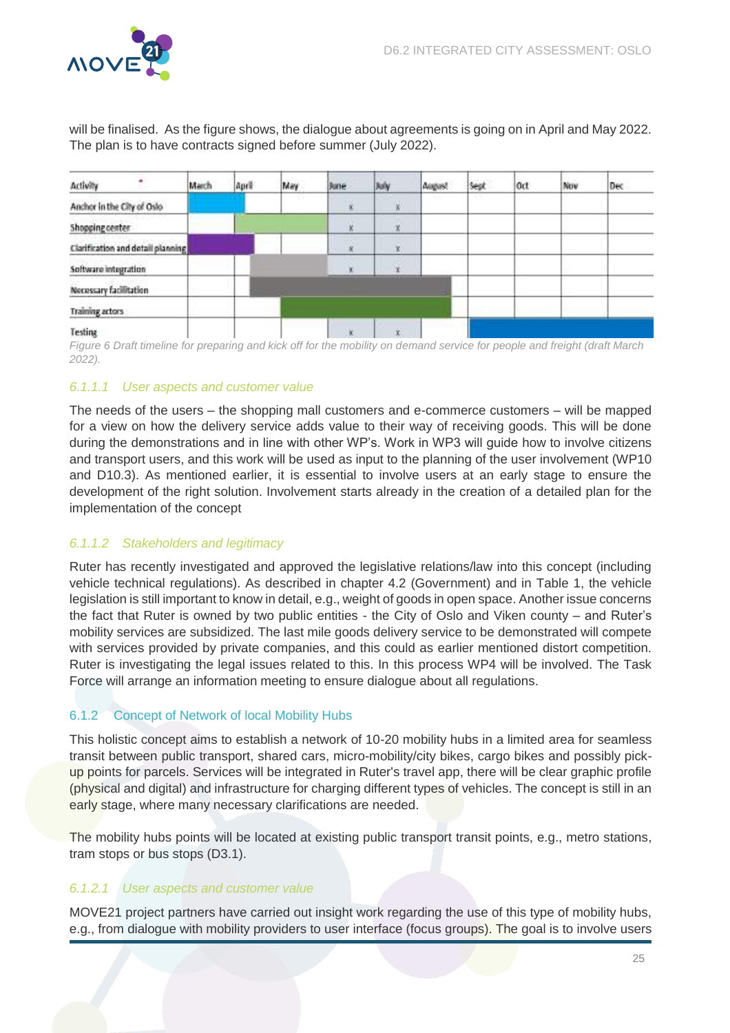will be finalised. As the figure shows, the dialogue about agreements is going on in April and May 2022. The plan is to have contracts signed before summer (July 2022).

| Activity | March | April | May | June | July | August | Sept | Oct | Nov | Dec |
|---|---|---|---|---|---|---|---|---|---|---|
| Anchor in the City of Oslo | | | | x | x | | | | | |
| Shopping center | | | | x | x | | | | | |
| Clarification and detail planning | | | | x | x | | | | | |
| Software integration | | | | x | x | | | | | |
| Necessary facilitation | | | | | | | | | | |
| Training actors | | | | | | | | | | |
| Testing | | | | x | x | | | | | |

*Figure 6 Draft timeline for preparing and kick off for the mobility on demand service for people and freight (draft March 2022).*

#### *6.1.1.1 User aspects and customer value*

The needs of the users – the shopping mall customers and e-commerce customers – will be mapped for a view on how the delivery service adds value to their way of receiving goods. This will be done during the demonstrations and in line with other WP's. Work in WP3 will guide how to involve citizens and transport users, and this work will be used as input to the planning of the user involvement (WP10 and D10.3). As mentioned earlier, it is essential to involve users at an early stage to ensure the development of the right solution. Involvement starts already in the creation of a detailed plan for the implementation of the concept

#### *6.1.1.2 Stakeholders and legitimacy*

Ruter has recently investigated and approved the legislative relations/law into this concept (including vehicle technical regulations). As described in chapter 4.2 (Government) and in Table 1, the vehicle legislation is still important to know in detail, e.g., weight of goods in open space. Another issue concerns the fact that Ruter is owned by two public entities - the City of Oslo and Viken county – and Ruter's mobility services are subsidized. The last mile goods delivery service to be demonstrated will compete with services provided by private companies, and this could as earlier mentioned distort competition. Ruter is investigating the legal issues related to this. In this process WP4 will be involved. The Task Force will arrange an information meeting to ensure dialogue about all regulations.

### 6.1.2 Concept of Network of local Mobility Hubs

This holistic concept aims to establish a network of 10-20 mobility hubs in a limited area for seamless transit between public transport, shared cars, micro-mobility/city bikes, cargo bikes and possibly pick-up points for parcels. Services will be integrated in Ruter's travel app, there will be clear graphic profile (physical and digital) and infrastructure for charging different types of vehicles. The concept is still in an early stage, where many necessary clarifications are needed.

The mobility hubs points will be located at existing public transport transit points, e.g., metro stations, tram stops or bus stops (D3.1).

#### *6.1.2.1 User aspects and customer value*

MOVE21 project partners have carried out insight work regarding the use of this type of mobility hubs, e.g., from dialogue with mobility providers to user interface (focus groups). The goal is to involve users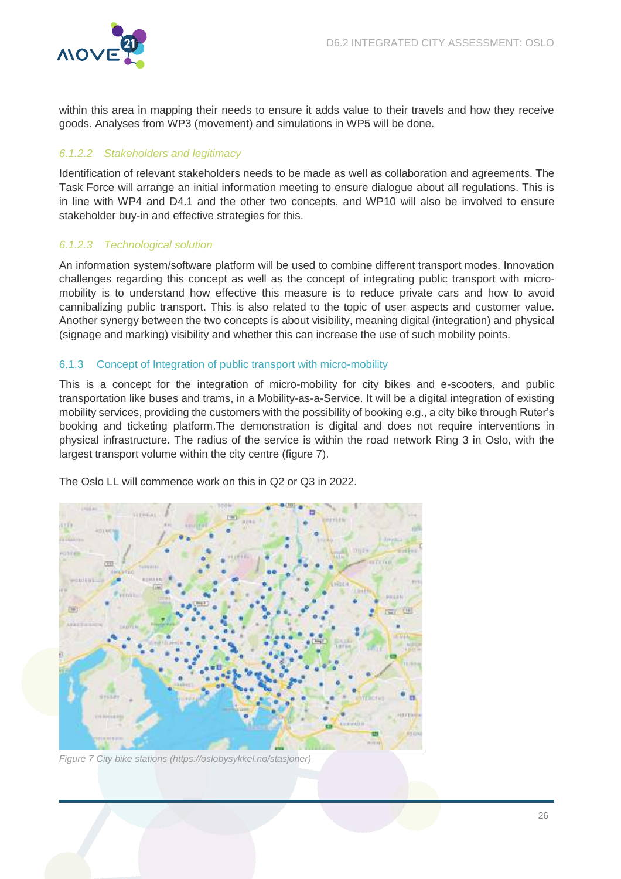within this area in mapping their needs to ensure it adds value to their travels and how they receive goods. Analyses from WP3 (movement) and simulations in WP5 will be done.

#### *6.1.2.2 Stakeholders and legitimacy*

Identification of relevant stakeholders needs to be made as well as collaboration and agreements. The Task Force will arrange an initial information meeting to ensure dialogue about all regulations. This is in line with WP4 and D4.1 and the other two concepts, and WP10 will also be involved to ensure stakeholder buy-in and effective strategies for this.

#### *6.1.2.3 Technological solution*

An information system/software platform will be used to combine different transport modes. Innovation challenges regarding this concept as well as the concept of integrating public transport with micro-mobility is to understand how effective this measure is to reduce private cars and how to avoid cannibalizing public transport. This is also related to the topic of user aspects and customer value. Another synergy between the two concepts is about visibility, meaning digital (integration) and physical (signage and marking) visibility and whether this can increase the use of such mobility points.

### 6.1.3 Concept of Integration of public transport with micro-mobility

This is a concept for the integration of micro-mobility for city bikes and e-scooters, and public transportation like buses and trams, in a Mobility-as-a-Service. It will be a digital integration of existing mobility services, providing the customers with the possibility of booking e.g., a city bike through Ruter's booking and ticketing platform.The demonstration is digital and does not require interventions in physical infrastructure. The radius of the service is within the road network Ring 3 in Oslo, with the largest transport volume within the city centre (figure 7).

The Oslo LL will commence work on this in Q2 or Q3 in 2022.

*Figure 7 City bike stations (https://oslobysykkel.no/stasjoner)*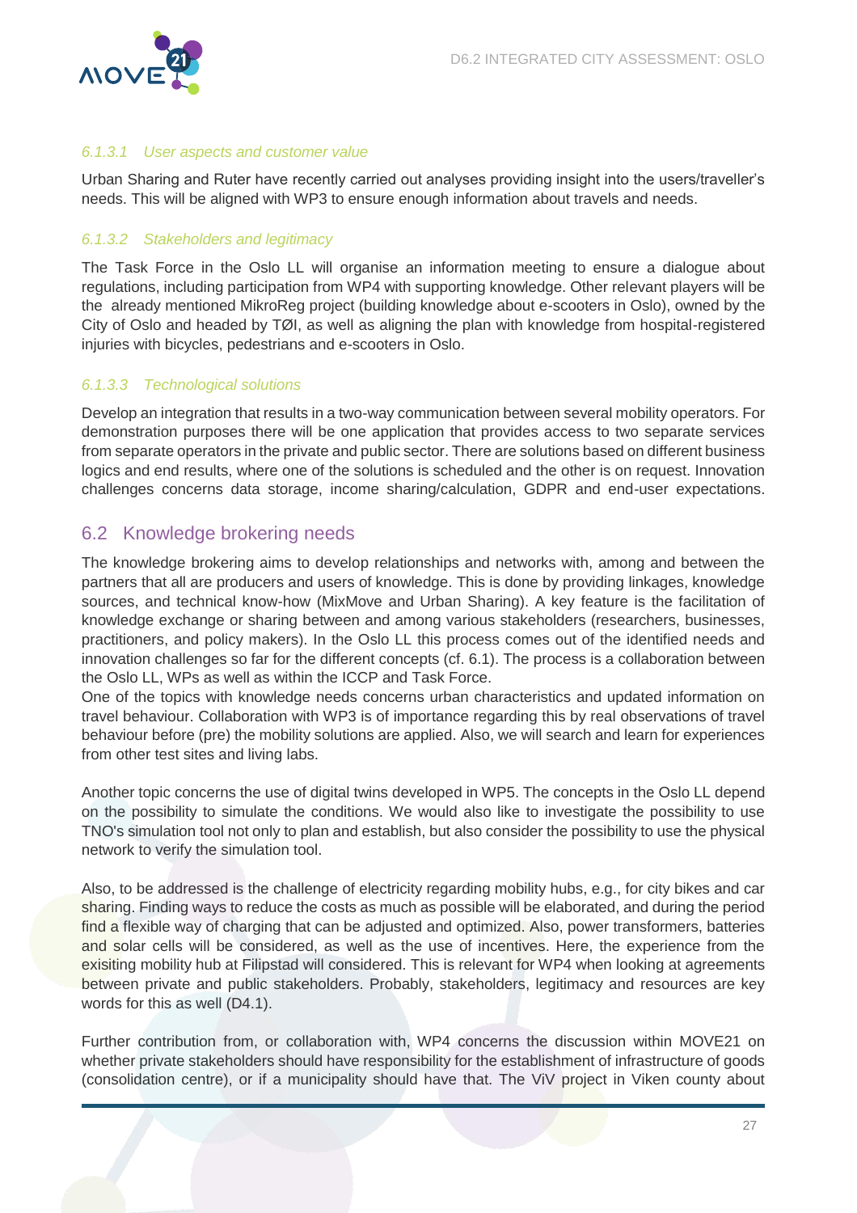#### 6.1.3.1 User aspects and customer value

Urban Sharing and Ruter have recently carried out analyses providing insight into the users/traveller's needs. This will be aligned with WP3 to ensure enough information about travels and needs.

#### 6.1.3.2 Stakeholders and legitimacy

The Task Force in the Oslo LL will organise an information meeting to ensure a dialogue about regulations, including participation from WP4 with supporting knowledge. Other relevant players will be the already mentioned MikroReg project (building knowledge about e-scooters in Oslo), owned by the City of Oslo and headed by TØI, as well as aligning the plan with knowledge from hospital-registered injuries with bicycles, pedestrians and e-scooters in Oslo.

#### 6.1.3.3 Technological solutions

Develop an integration that results in a two-way communication between several mobility operators. For demonstration purposes there will be one application that provides access to two separate services from separate operators in the private and public sector. There are solutions based on different business logics and end results, where one of the solutions is scheduled and the other is on request. Innovation challenges concerns data storage, income sharing/calculation, GDPR and end-user expectations.

## 6.2 Knowledge brokering needs

The knowledge brokering aims to develop relationships and networks with, among and between the partners that all are producers and users of knowledge. This is done by providing linkages, knowledge sources, and technical know-how (MixMove and Urban Sharing). A key feature is the facilitation of knowledge exchange or sharing between and among various stakeholders (researchers, businesses, practitioners, and policy makers). In the Oslo LL this process comes out of the identified needs and innovation challenges so far for the different concepts (cf. 6.1). The process is a collaboration between the Oslo LL, WPs as well as within the ICCP and Task Force.

One of the topics with knowledge needs concerns urban characteristics and updated information on travel behaviour. Collaboration with WP3 is of importance regarding this by real observations of travel behaviour before (pre) the mobility solutions are applied. Also, we will search and learn for experiences from other test sites and living labs.

Another topic concerns the use of digital twins developed in WP5. The concepts in the Oslo LL depend on the possibility to simulate the conditions. We would also like to investigate the possibility to use TNO's simulation tool not only to plan and establish, but also consider the possibility to use the physical network to verify the simulation tool.

Also, to be addressed is the challenge of electricity regarding mobility hubs, e.g., for city bikes and car sharing. Finding ways to reduce the costs as much as possible will be elaborated, and during the period find a flexible way of charging that can be adjusted and optimized. Also, power transformers, batteries and solar cells will be considered, as well as the use of incentives. Here, the experience from the exisiting mobility hub at Filipstad will considered. This is relevant for WP4 when looking at agreements between private and public stakeholders. Probably, stakeholders, legitimacy and resources are key words for this as well (D4.1).

Further contribution from, or collaboration with, WP4 concerns the discussion within MOVE21 on whether private stakeholders should have responsibility for the establishment of infrastructure of goods (consolidation centre), or if a municipality should have that. The ViV project in Viken county about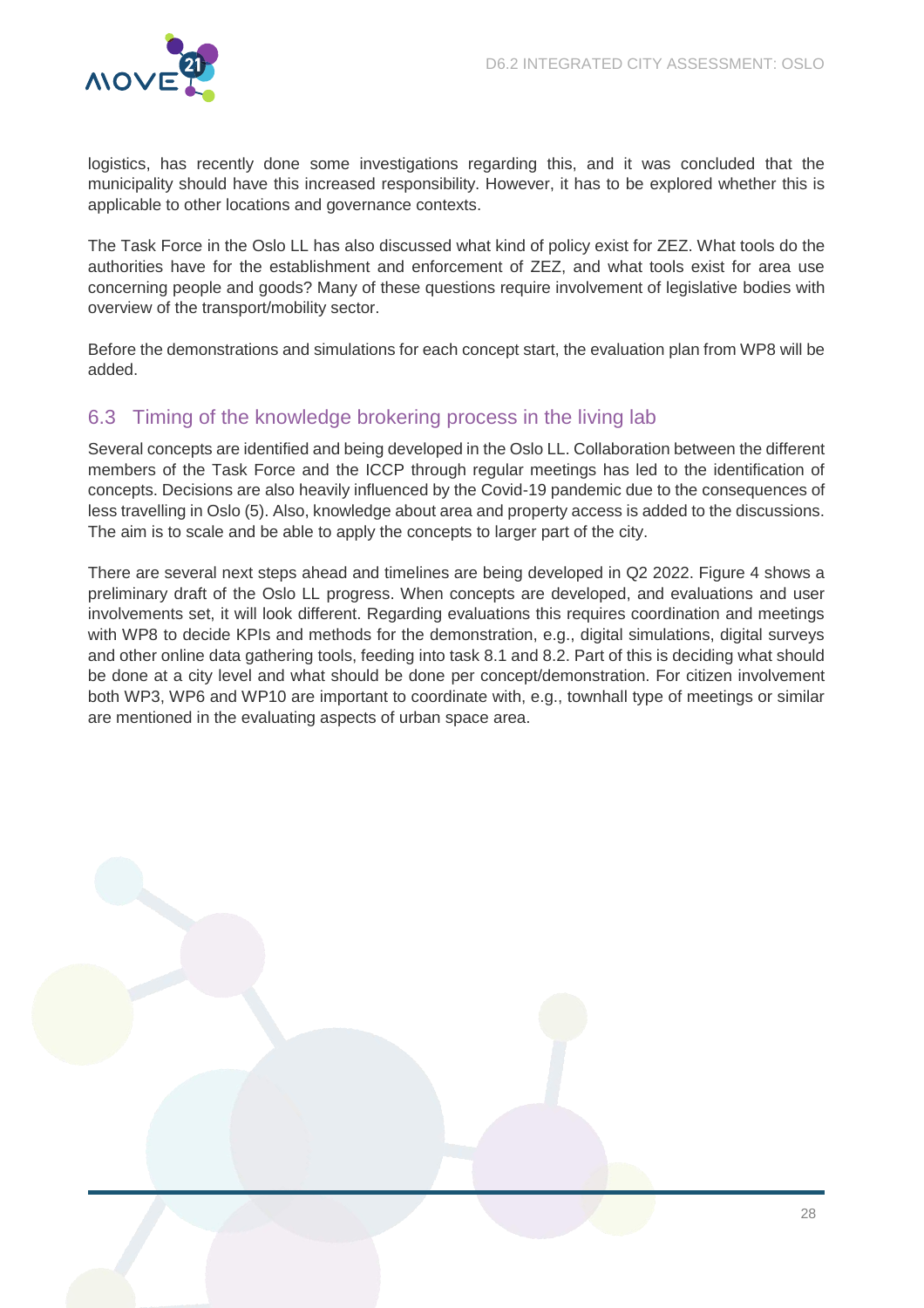logistics, has recently done some investigations regarding this, and it was concluded that the municipality should have this increased responsibility. However, it has to be explored whether this is applicable to other locations and governance contexts.

The Task Force in the Oslo LL has also discussed what kind of policy exist for ZEZ. What tools do the authorities have for the establishment and enforcement of ZEZ, and what tools exist for area use concerning people and goods? Many of these questions require involvement of legislative bodies with overview of the transport/mobility sector.

Before the demonstrations and simulations for each concept start, the evaluation plan from WP8 will be added.

## 6.3 Timing of the knowledge brokering process in the living lab

Several concepts are identified and being developed in the Oslo LL. Collaboration between the different members of the Task Force and the ICCP through regular meetings has led to the identification of concepts. Decisions are also heavily influenced by the Covid-19 pandemic due to the consequences of less travelling in Oslo (5). Also, knowledge about area and property access is added to the discussions. The aim is to scale and be able to apply the concepts to larger part of the city.

There are several next steps ahead and timelines are being developed in Q2 2022. Figure 4 shows a preliminary draft of the Oslo LL progress. When concepts are developed, and evaluations and user involvements set, it will look different. Regarding evaluations this requires coordination and meetings with WP8 to decide KPIs and methods for the demonstration, e.g., digital simulations, digital surveys and other online data gathering tools, feeding into task 8.1 and 8.2. Part of this is deciding what should be done at a city level and what should be done per concept/demonstration. For citizen involvement both WP3, WP6 and WP10 are important to coordinate with, e.g., townhall type of meetings or similar are mentioned in the evaluating aspects of urban space area.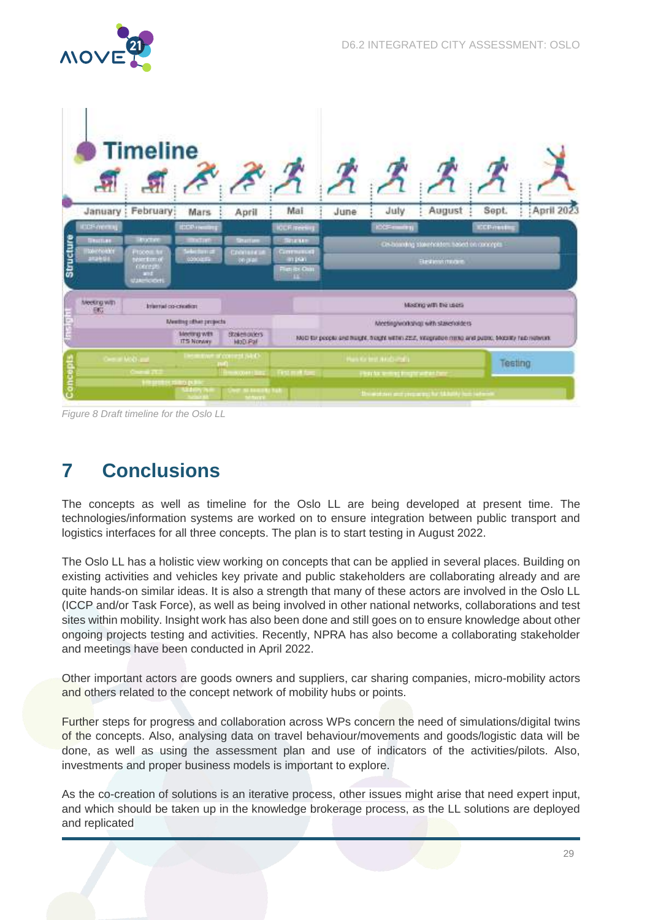Timeline

January | February | Mars | April | Mai | June | July | August | Sept. | April 2023

Structure

Insight

Concepts

Testing

*Figure 8 Draft timeline for the Oslo LL*

# 7 Conclusions

The concepts as well as timeline for the Oslo LL are being developed at present time. The technologies/information systems are worked on to ensure integration between public transport and logistics interfaces for all three concepts. The plan is to start testing in August 2022.

The Oslo LL has a holistic view working on concepts that can be applied in several places. Building on existing activities and vehicles key private and public stakeholders are collaborating already and are quite hands-on similar ideas. It is also a strength that many of these actors are involved in the Oslo LL (ICCP and/or Task Force), as well as being involved in other national networks, collaborations and test sites within mobility. Insight work has also been done and still goes on to ensure knowledge about other ongoing projects testing and activities. Recently, NPRA has also become a collaborating stakeholder and meetings have been conducted in April 2022.

Other important actors are goods owners and suppliers, car sharing companies, micro-mobility actors and others related to the concept network of mobility hubs or points.

Further steps for progress and collaboration across WPs concern the need of simulations/digital twins of the concepts. Also, analysing data on travel behaviour/movements and goods/logistic data will be done, as well as using the assessment plan and use of indicators of the activities/pilots. Also, investments and proper business models is important to explore.

As the co-creation of solutions is an iterative process, other issues might arise that need expert input, and which should be taken up in the knowledge brokerage process, as the LL solutions are deployed and replicated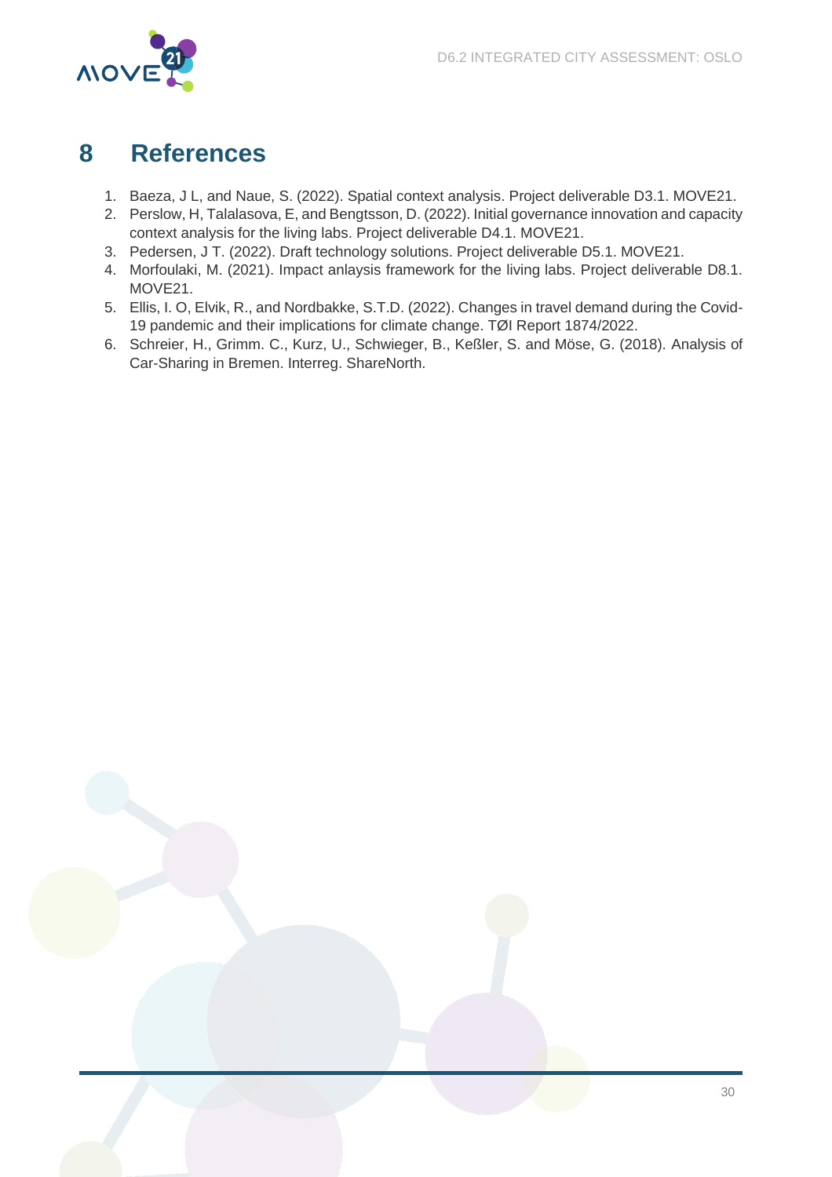# 8 References

1. Baeza, J L, and Naue, S. (2022). Spatial context analysis. Project deliverable D3.1. MOVE21.
2. Perslow, H, Talalasova, E, and Bengtsson, D. (2022). Initial governance innovation and capacity context analysis for the living labs. Project deliverable D4.1. MOVE21.
3. Pedersen, J T. (2022). Draft technology solutions. Project deliverable D5.1. MOVE21.
4. Morfoulaki, M. (2021). Impact anlaysis framework for the living labs. Project deliverable D8.1. MOVE21.
5. Ellis, I. O, Elvik, R., and Nordbakke, S.T.D. (2022). Changes in travel demand during the Covid-19 pandemic and their implications for climate change. TØI Report 1874/2022.
6. Schreier, H., Grimm. C., Kurz, U., Schwieger, B., Keßler, S. and Möse, G. (2018). Analysis of Car-Sharing in Bremen. Interreg. ShareNorth.